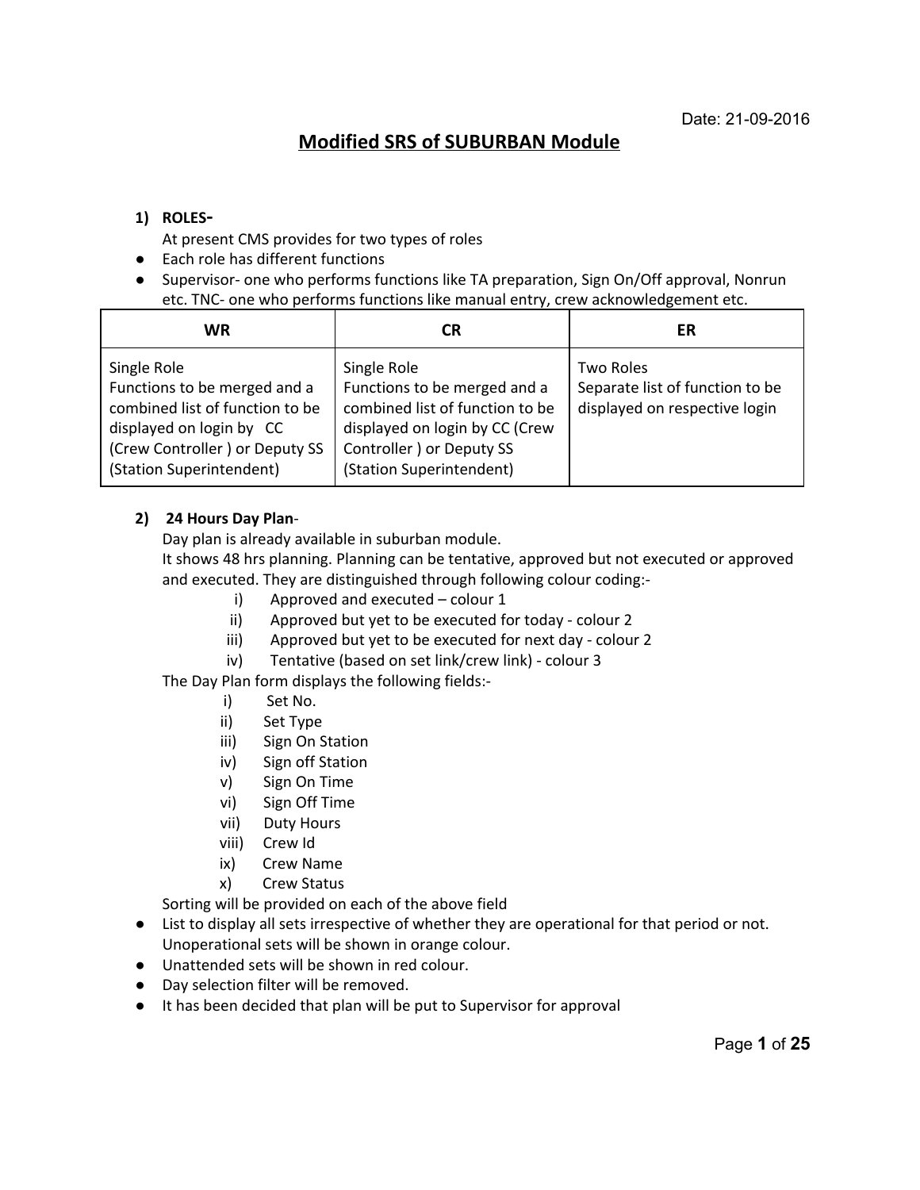Date: 21-09-2016

# Modified SRS of SUBURBAN Module

**1) ROLES-**

At present CMS provides for two types of roles

- Each role has different functions
- Supervisor- one who performs functions like TA preparation, Sign On/Off approval, Nonrun etc. TNC- one who performs functions like manual entry, crew acknowledgement etc.

| WR | CR | ER |
|---|---|---|
| Single Role<br>Functions to be merged and a combined list of function to be displayed on login by CC (Crew Controller ) or Deputy SS (Station Superintendent) | Single Role<br>Functions to be merged and a combined list of function to be displayed on login by CC (Crew Controller ) or Deputy SS (Station Superintendent) | Two Roles<br>Separate list of function to be displayed on respective login |

**2) 24 Hours Day Plan-**

Day plan is already available in suburban module.

It shows 48 hrs planning. Planning can be tentative, approved but not executed or approved and executed. They are distinguished through following colour coding:-

i) Approved and executed – colour 1
ii) Approved but yet to be executed for today - colour 2
iii) Approved but yet to be executed for next day - colour 2
iv) Tentative (based on set link/crew link) - colour 3

The Day Plan form displays the following fields:-

i) Set No.
ii) Set Type
iii) Sign On Station
iv) Sign off Station
v) Sign On Time
vi) Sign Off Time
vii) Duty Hours
viii) Crew Id
ix) Crew Name
x) Crew Status

Sorting will be provided on each of the above field

- List to display all sets irrespective of whether they are operational for that period or not. Unoperational sets will be shown in orange colour.
- Unattended sets will be shown in red colour.
- Day selection filter will be removed.
- It has been decided that plan will be put to Supervisor for approval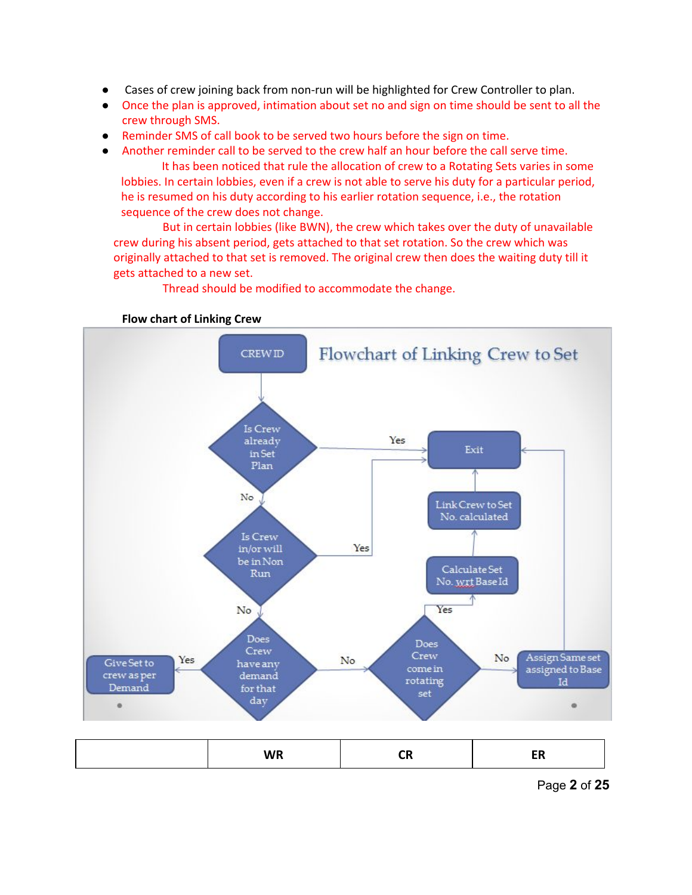- Cases of crew joining back from non-run will be highlighted for Crew Controller to plan.
- Once the plan is approved, intimation about set no and sign on time should be sent to all the crew through SMS.
- Reminder SMS of call book to be served two hours before the sign on time.
- Another reminder call to be served to the crew half an hour before the call serve time.

It has been noticed that rule the allocation of crew to a Rotating Sets varies in some lobbies. In certain lobbies, even if a crew is not able to serve his duty for a particular period, he is resumed on his duty according to his earlier rotation sequence, i.e., the rotation sequence of the crew does not change.

But in certain lobbies (like BWN), the crew which takes over the duty of unavailable crew during his absent period, gets attached to that set rotation. So the crew which was originally attached to that set is removed. The original crew then does the waiting duty till it gets attached to a new set.

Thread should be modified to accommodate the change.

**Flow chart of Linking Crew**

Flowchart of Linking Crew to Set

- CREW ID
- Is Crew already in Set Plan? — Yes → Exit; No → next
- Is Crew in/or will be in Non Run? — Yes → Exit; No → next
- Does Crew have any demand for that day? — Yes → Give Set to crew as per Demand; No → next
- Does Crew come in rotating set? — Yes → Calculate Set No. wrt Base Id → Link Crew to Set No. calculated → Exit; No → Assign Same set assigned to Base Id → Exit

| | WR | CR | ER |
|---|---|---|---|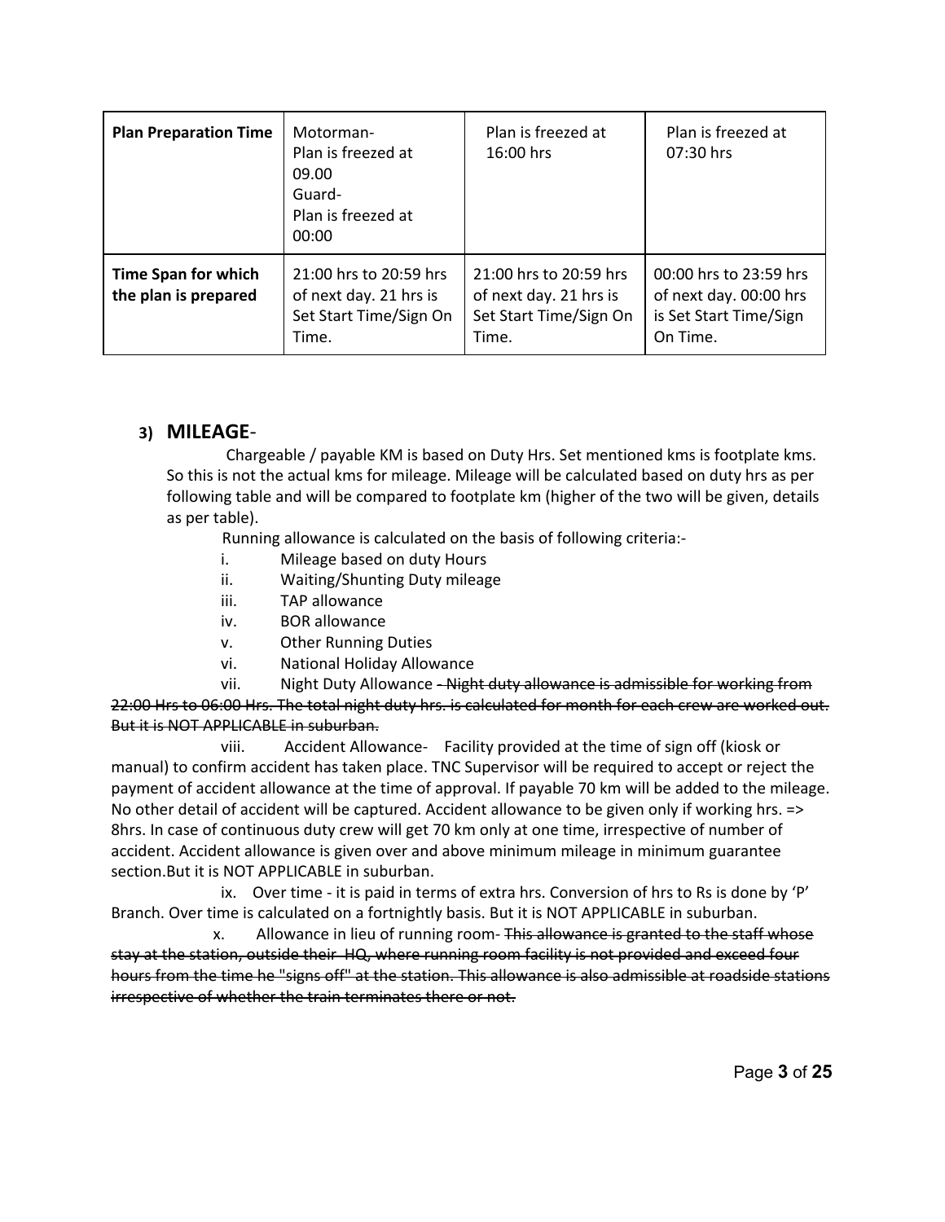| Plan Preparation Time | Motorman-<br>Plan is freezed at 09.00<br>Guard-<br>Plan is freezed at 00:00 | Plan is freezed at 16:00 hrs | Plan is freezed at 07:30 hrs |
|---|---|---|---|
| **Time Span for which the plan is prepared** | 21:00 hrs to 20:59 hrs of next day. 21 hrs is Set Start Time/Sign On Time. | 21:00 hrs to 20:59 hrs of next day. 21 hrs is Set Start Time/Sign On Time. | 00:00 hrs to 23:59 hrs of next day. 00:00 hrs is Set Start Time/Sign On Time. |

## 3) MILEAGE-

Chargeable / payable KM is based on Duty Hrs. Set mentioned kms is footplate kms. So this is not the actual kms for mileage. Mileage will be calculated based on duty hrs as per following table and will be compared to footplate km (higher of the two will be given, details as per table).

Running allowance is calculated on the basis of following criteria:-

i. Mileage based on duty Hours

ii. Waiting/Shunting Duty mileage

iii. TAP allowance

iv. BOR allowance

v. Other Running Duties

vi. National Holiday Allowance

vii. Night Duty Allowance ~~- Night duty allowance is admissible for working from 22:00 Hrs to 06:00 Hrs. The total night duty hrs. is calculated for month for each crew are worked out. But it is NOT APPLICABLE in suburban.~~

viii. Accident Allowance- Facility provided at the time of sign off (kiosk or manual) to confirm accident has taken place. TNC Supervisor will be required to accept or reject the payment of accident allowance at the time of approval. If payable 70 km will be added to the mileage. No other detail of accident will be captured. Accident allowance to be given only if working hrs. => 8hrs. In case of continuous duty crew will get 70 km only at one time, irrespective of number of accident. Accident allowance is given over and above minimum mileage in minimum guarantee section.But it is NOT APPLICABLE in suburban.

ix. Over time - it is paid in terms of extra hrs. Conversion of hrs to Rs is done by 'P' Branch. Over time is calculated on a fortnightly basis. But it is NOT APPLICABLE in suburban.

x. Allowance in lieu of running room- ~~This allowance is granted to the staff whose stay at the station, outside their HQ, where running room facility is not provided and exceed four hours from the time he "signs off" at the station. This allowance is also admissible at roadside stations irrespective of whether the train terminates there or not.~~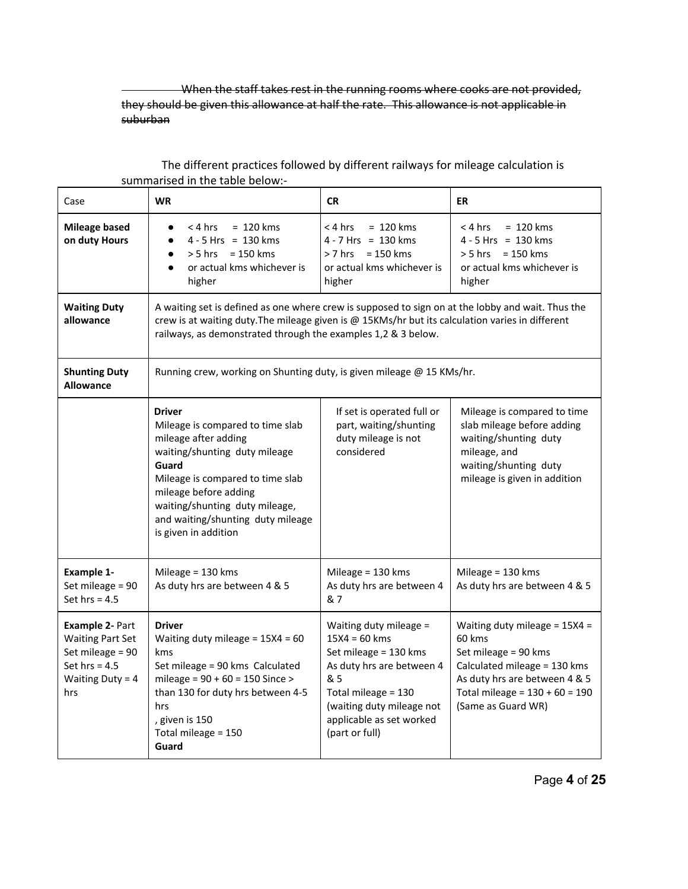~~When the staff takes rest in the running rooms where cooks are not provided, they should be given this allowance at half the rate. This allowance is not applicable in suburban~~

The different practices followed by different railways for mileage calculation is summarised in the table below:-

| Case | WR | CR | ER |
|---|---|---|---|
| **Mileage based on duty Hours** | • < 4 hrs = 120 kms<br>• 4 - 5 Hrs = 130 kms<br>• > 5 hrs = 150 kms<br>• or actual kms whichever is higher | < 4 hrs = 120 kms<br>4 - 7 Hrs = 130 kms<br>> 7 hrs = 150 kms<br>or actual kms whichever is higher | < 4 hrs = 120 kms<br>4 - 5 Hrs = 130 kms<br>> 5 hrs = 150 kms<br>or actual kms whichever is higher |
| **Waiting Duty allowance** | A waiting set is defined as one where crew is supposed to sign on at the lobby and wait. Thus the crew is at waiting duty.The mileage given is @ 15KMs/hr but its calculation varies in different railways, as demonstrated through the examples 1,2 & 3 below. | | |
| **Shunting Duty Allowance** | Running crew, working on Shunting duty, is given mileage @ 15 KMs/hr. | | |
| | **Driver**<br>Mileage is compared to time slab mileage after adding waiting/shunting duty mileage<br>**Guard**<br>Mileage is compared to time slab mileage before adding waiting/shunting duty mileage, and waiting/shunting duty mileage is given in addition | If set is operated full or part, waiting/shunting duty mileage is not considered | Mileage is compared to time slab mileage before adding waiting/shunting duty mileage, and waiting/shunting duty mileage is given in addition |
| **Example 1-**<br>Set mileage = 90<br>Set hrs = 4.5 | Mileage = 130 kms<br>As duty hrs are between 4 & 5 | Mileage = 130 kms<br>As duty hrs are between 4 & 7 | Mileage = 130 kms<br>As duty hrs are between 4 & 5 |
| **Example 2-** Part Waiting Part Set<br>Set mileage = 90<br>Set hrs = 4.5<br>Waiting Duty = 4 hrs | **Driver**<br>Waiting duty mileage = 15X4 = 60 kms<br>Set mileage = 90 kms Calculated mileage = 90 + 60 = 150 Since > than 130 for duty hrs between 4-5 hrs<br>, given is 150<br>Total mileage = 150<br>**Guard** | Waiting duty mileage = 15X4 = 60 kms<br>Set mileage = 130 kms<br>As duty hrs are between 4 & 5<br>Total mileage = 130 (waiting duty mileage not applicable as set worked (part or full) | Waiting duty mileage = 15X4 = 60 kms<br>Set mileage = 90 kms<br>Calculated mileage = 130 kms As duty hrs are between 4 & 5<br>Total mileage = 130 + 60 = 190 (Same as Guard WR) |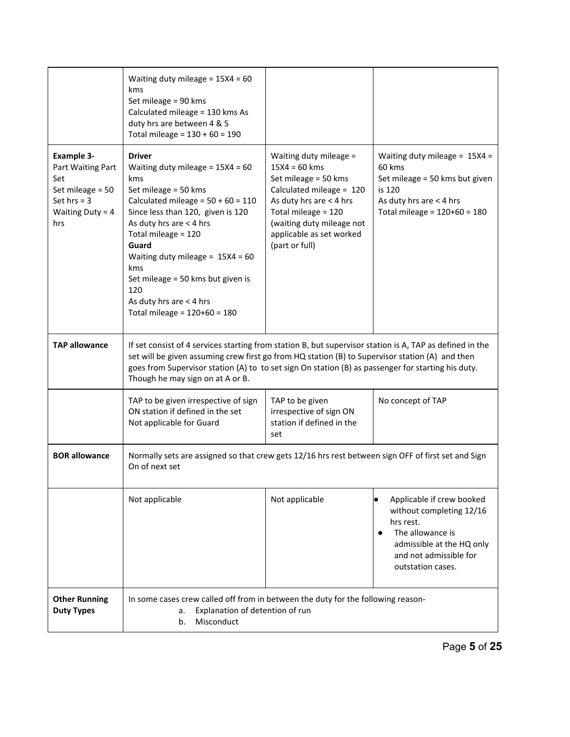| | | | |
|---|---|---|---|
| | Waiting duty mileage = 15X4 = 60 kms<br>Set mileage = 90 kms<br>Calculated mileage = 130 kms As duty hrs are between 4 & 5<br>Total mileage = 130 + 60 = 190 | | |
| **Example 3-**<br>Part Waiting Part Set<br>Set mileage = 50<br>Set hrs = 3<br>Waiting Duty = 4 hrs | **Driver**<br>Waiting duty mileage = 15X4 = 60 kms<br>Set mileage = 50 kms<br>Calculated mileage = 50 + 60 = 110<br>Since less than 120, given is 120<br>As duty hrs are < 4 hrs<br>Total mileage = 120<br>**Guard**<br>Waiting duty mileage = 15X4 = 60 kms<br>Set mileage = 50 kms but given is 120<br>As duty hrs are < 4 hrs<br>Total mileage = 120+60 = 180 | Waiting duty mileage = 15X4 = 60 kms<br>Set mileage = 50 kms<br>Calculated mileage = 120<br>As duty hrs are < 4 hrs<br>Total mileage = 120<br>(waiting duty mileage not applicable as set worked (part or full) | Waiting duty mileage = 15X4 = 60 kms<br>Set mileage = 50 kms but given is 120<br>As duty hrs are < 4 hrs<br>Total mileage = 120+60 = 180 |
| **TAP allowance** | If set consist of 4 services starting from station B, but supervisor station is A, TAP as defined in the set will be given assuming crew first go from HQ station (B) to Supervisor station (A) and then goes from Supervisor station (A) to to set sign On station (B) as passenger for starting his duty. Though he may sign on at A or B. | | |
| | TAP to be given irrespective of sign ON station if defined in the set<br>Not applicable for Guard | TAP to be given irrespective of sign ON station if defined in the set | No concept of TAP |
| **BOR allowance** | Normally sets are assigned so that crew gets 12/16 hrs rest between sign OFF of first set and Sign On of next set | | |
| | Not applicable | Not applicable | • Applicable if crew booked without completing 12/16 hrs rest.<br>• The allowance is admissible at the HQ only and not admissible for outstation cases. |
| **Other Running Duty Types** | In some cases crew called off from in between the duty for the following reason-<br>a. Explanation of detention of run<br>b. Misconduct | | |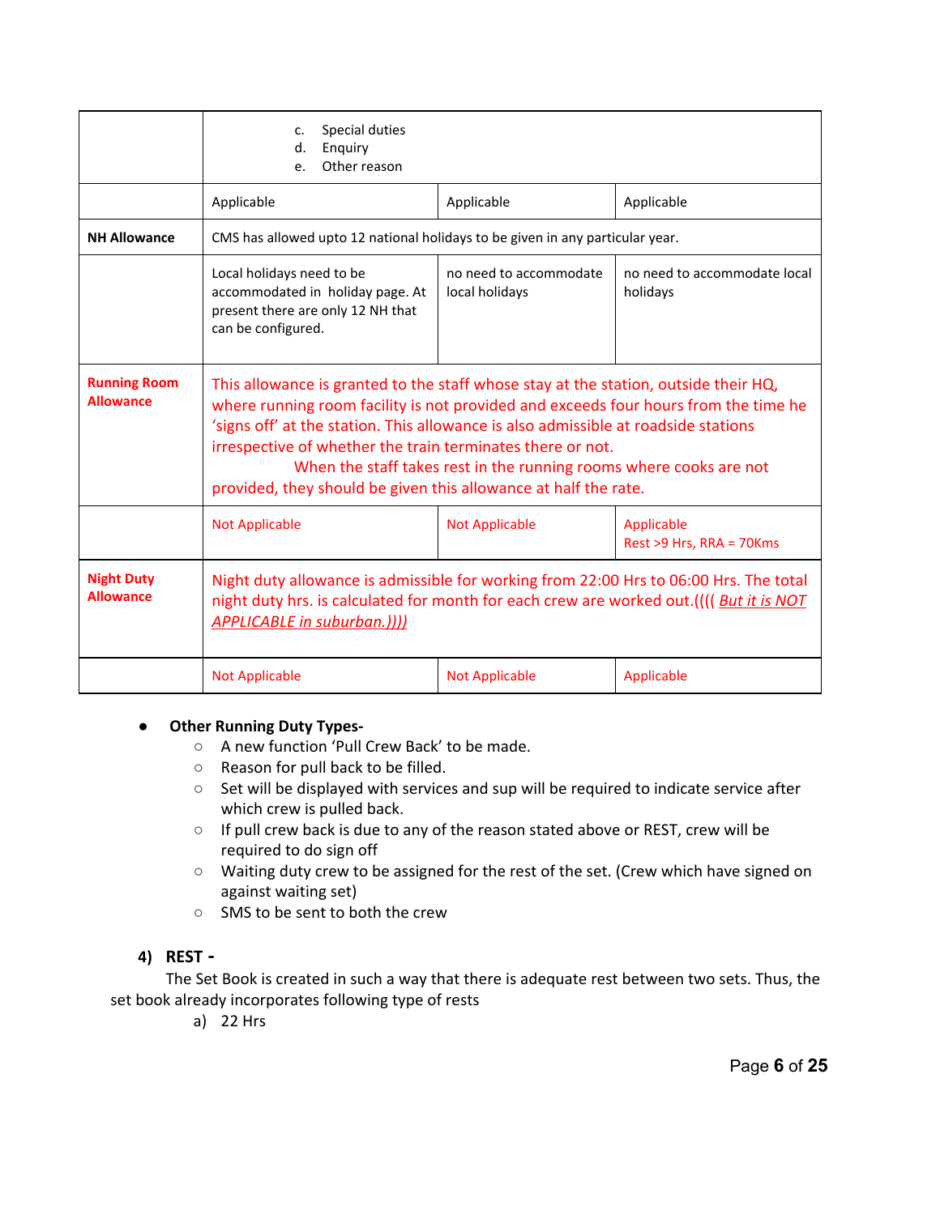| | | | |
|---|---|---|---|
| | c. Special duties<br>d. Enquiry<br>e. Other reason | | |
| | Applicable | Applicable | Applicable |
| **NH Allowance** | CMS has allowed upto 12 national holidays to be given in any particular year. | | |
| | Local holidays need to be accommodated in holiday page. At present there are only 12 NH that can be configured. | no need to accommodate local holidays | no need to accommodate local holidays |
| **Running Room Allowance** | This allowance is granted to the staff whose stay at the station, outside their HQ, where running room facility is not provided and exceeds four hours from the time he 'signs off' at the station. This allowance is also admissible at roadside stations irrespective of whether the train terminates there or not.<br>When the staff takes rest in the running rooms where cooks are not provided, they should be given this allowance at half the rate. | | |
| | Not Applicable | Not Applicable | Applicable<br>Rest >9 Hrs, RRA = 70Kms |
| **Night Duty Allowance** | Night duty allowance is admissible for working from 22:00 Hrs to 06:00 Hrs. The total night duty hrs. is calculated for month for each crew are worked out.(((( *But it is NOT APPLICABLE in suburban.))))* | | |
| | Not Applicable | Not Applicable | Applicable |

- **Other Running Duty Types-**
  - A new function 'Pull Crew Back' to be made.
  - Reason for pull back to be filled.
  - Set will be displayed with services and sup will be required to indicate service after which crew is pulled back.
  - If pull crew back is due to any of the reason stated above or REST, crew will be required to do sign off
  - Waiting duty crew to be assigned for the rest of the set. (Crew which have signed on against waiting set)
  - SMS to be sent to both the crew

**4) REST -**

The Set Book is created in such a way that there is adequate rest between two sets. Thus, the set book already incorporates following type of rests

a) 22 Hrs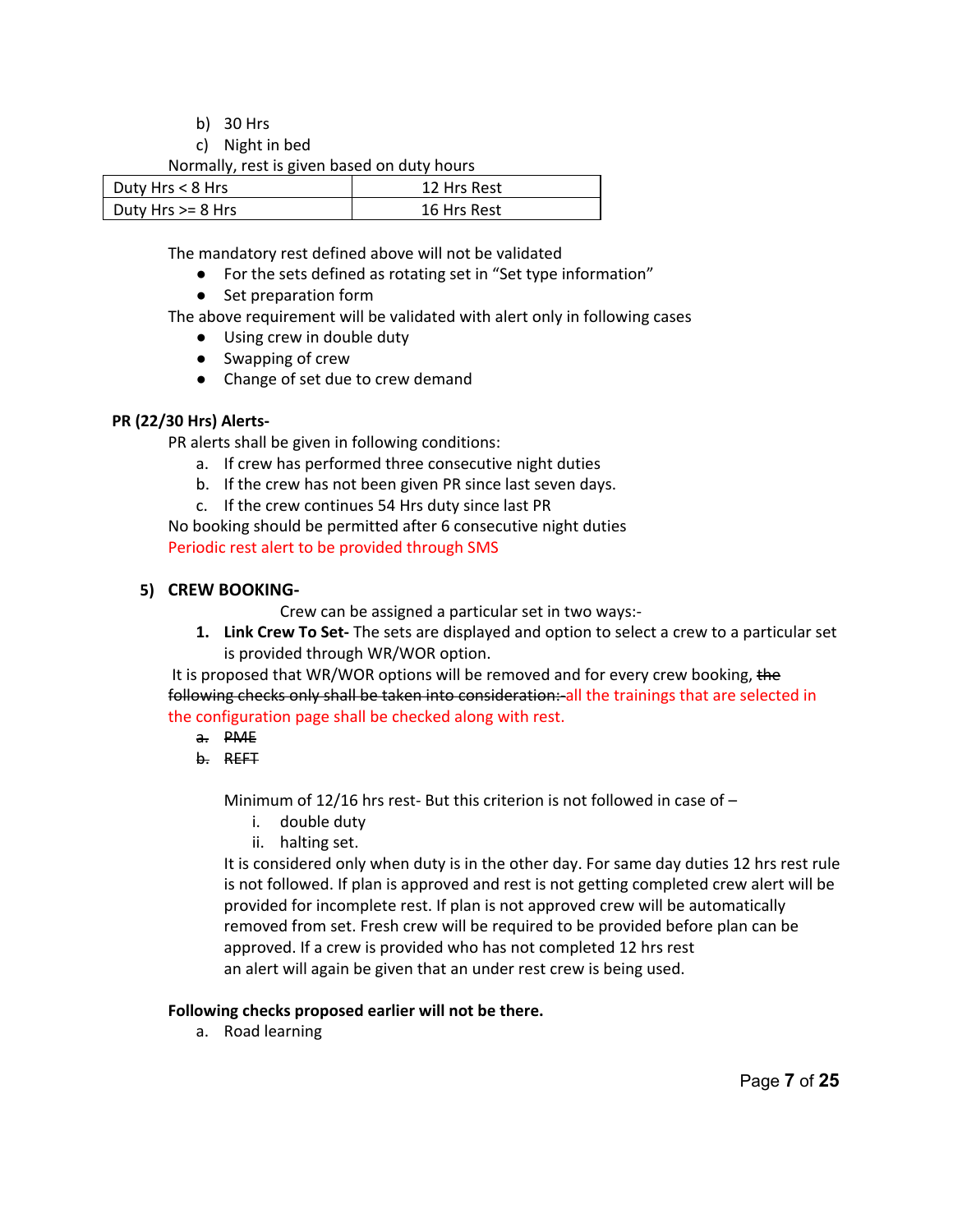b) 30 Hrs
c) Night in bed

Normally, rest is given based on duty hours

| Duty Hrs < 8 Hrs | 12 Hrs Rest |
|---|---|
| Duty Hrs >= 8 Hrs | 16 Hrs Rest |

The mandatory rest defined above will not be validated

- For the sets defined as rotating set in "Set type information"
- Set preparation form

The above requirement will be validated with alert only in following cases

- Using crew in double duty
- Swapping of crew
- Change of set due to crew demand

**PR (22/30 Hrs) Alerts-**

PR alerts shall be given in following conditions:

a. If crew has performed three consecutive night duties
b. If the crew has not been given PR since last seven days.
c. If the crew continues 54 Hrs duty since last PR

No booking should be permitted after 6 consecutive night duties

Periodic rest alert to be provided through SMS

## 5) CREW BOOKING-

Crew can be assigned a particular set in two ways:-

1. **Link Crew To Set-** The sets are displayed and option to select a crew to a particular set is provided through WR/WOR option.

It is proposed that WR/WOR options will be removed and for every crew booking, ~~the following checks only shall be taken into consideration:-~~all the trainings that are selected in the configuration page shall be checked along with rest.

~~a. PME~~
~~b. REFT~~

Minimum of 12/16 hrs rest- But this criterion is not followed in case of –

i. double duty
ii. halting set.

It is considered only when duty is in the other day. For same day duties 12 hrs rest rule is not followed. If plan is approved and rest is not getting completed crew alert will be provided for incomplete rest. If plan is not approved crew will be automatically removed from set. Fresh crew will be required to be provided before plan can be approved. If a crew is provided who has not completed 12 hrs rest an alert will again be given that an under rest crew is being used.

**Following checks proposed earlier will not be there.**

a. Road learning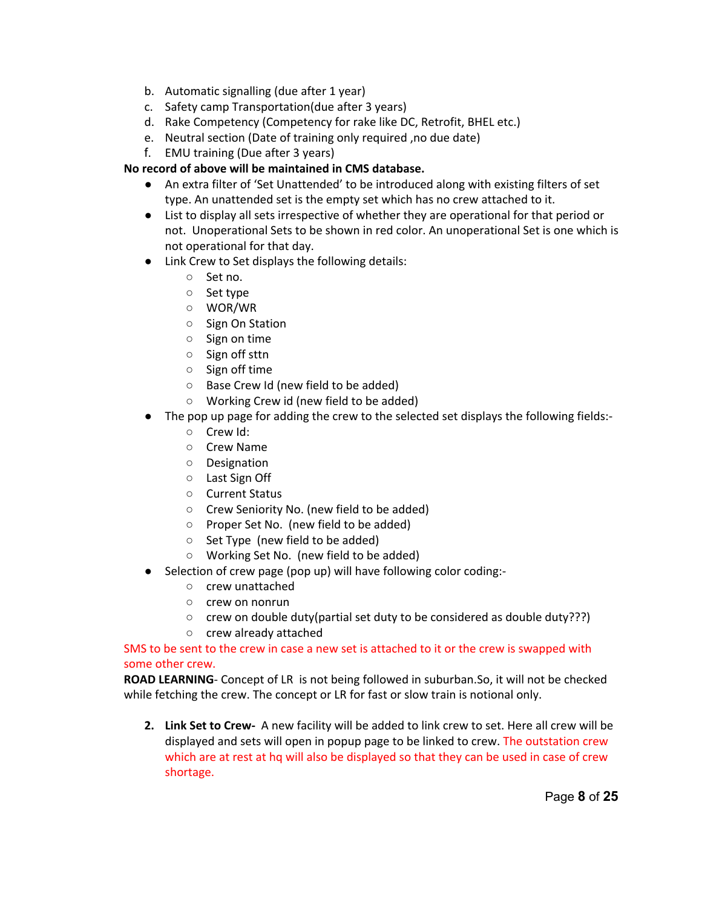b. Automatic signalling (due after 1 year)
c. Safety camp Transportation(due after 3 years)
d. Rake Competency (Competency for rake like DC, Retrofit, BHEL etc.)
e. Neutral section (Date of training only required ,no due date)
f. EMU training (Due after 3 years)

**No record of above will be maintained in CMS database.**

- An extra filter of 'Set Unattended' to be introduced along with existing filters of set type. An unattended set is the empty set which has no crew attached to it.
- List to display all sets irrespective of whether they are operational for that period or not. Unoperational Sets to be shown in red color. An unoperational Set is one which is not operational for that day.
- Link Crew to Set displays the following details:
  - Set no.
  - Set type
  - WOR/WR
  - Sign On Station
  - Sign on time
  - Sign off sttn
  - Sign off time
  - Base Crew Id (new field to be added)
  - Working Crew id (new field to be added)
- The pop up page for adding the crew to the selected set displays the following fields:-
  - Crew Id:
  - Crew Name
  - Designation
  - Last Sign Off
  - Current Status
  - Crew Seniority No. (new field to be added)
  - Proper Set No. (new field to be added)
  - Set Type (new field to be added)
  - Working Set No. (new field to be added)
- Selection of crew page (pop up) will have following color coding:-
  - crew unattached
  - crew on nonrun
  - crew on double duty(partial set duty to be considered as double duty???)
  - crew already attached

SMS to be sent to the crew in case a new set is attached to it or the crew is swapped with some other crew.

**ROAD LEARNING**- Concept of LR is not being followed in suburban.So, it will not be checked while fetching the crew. The concept or LR for fast or slow train is notional only.

2. **Link Set to Crew-** A new facility will be added to link crew to set. Here all crew will be displayed and sets will open in popup page to be linked to crew. The outstation crew which are at rest at hq will also be displayed so that they can be used in case of crew shortage.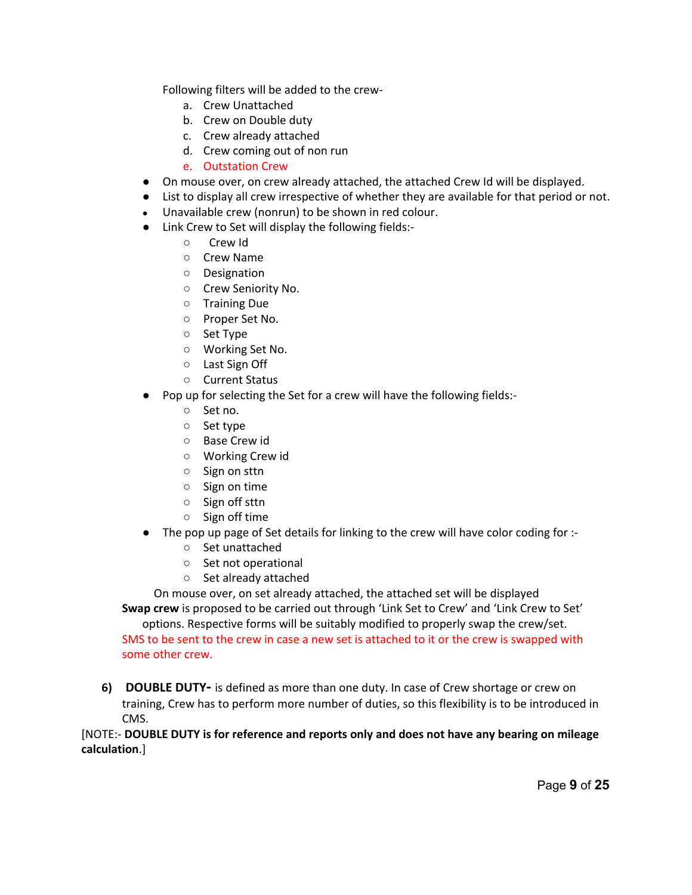Following filters will be added to the crew-

a. Crew Unattached
b. Crew on Double duty
c. Crew already attached
d. Crew coming out of non run
e. Outstation Crew

- On mouse over, on crew already attached, the attached Crew Id will be displayed.
- List to display all crew irrespective of whether they are available for that period or not.
- Unavailable crew (nonrun) to be shown in red colour.
- Link Crew to Set will display the following fields:-
    - Crew Id
    - Crew Name
    - Designation
    - Crew Seniority No.
    - Training Due
    - Proper Set No.
    - Set Type
    - Working Set No.
    - Last Sign Off
    - Current Status
- Pop up for selecting the Set for a crew will have the following fields:-
    - Set no.
    - Set type
    - Base Crew id
    - Working Crew id
    - Sign on sttn
    - Sign on time
    - Sign off sttn
    - Sign off time
- The pop up page of Set details for linking to the crew will have color coding for :-
    - Set unattached
    - Set not operational
    - Set already attached

On mouse over, on set already attached, the attached set will be displayed

**Swap crew** is proposed to be carried out through 'Link Set to Crew' and 'Link Crew to Set' options. Respective forms will be suitably modified to properly swap the crew/set.

SMS to be sent to the crew in case a new set is attached to it or the crew is swapped with some other crew.

6) **DOUBLE DUTY-** is defined as more than one duty. In case of Crew shortage or crew on training, Crew has to perform more number of duties, so this flexibility is to be introduced in CMS.

[NOTE:- **DOUBLE DUTY is for reference and reports only and does not have any bearing on mileage calculation**.]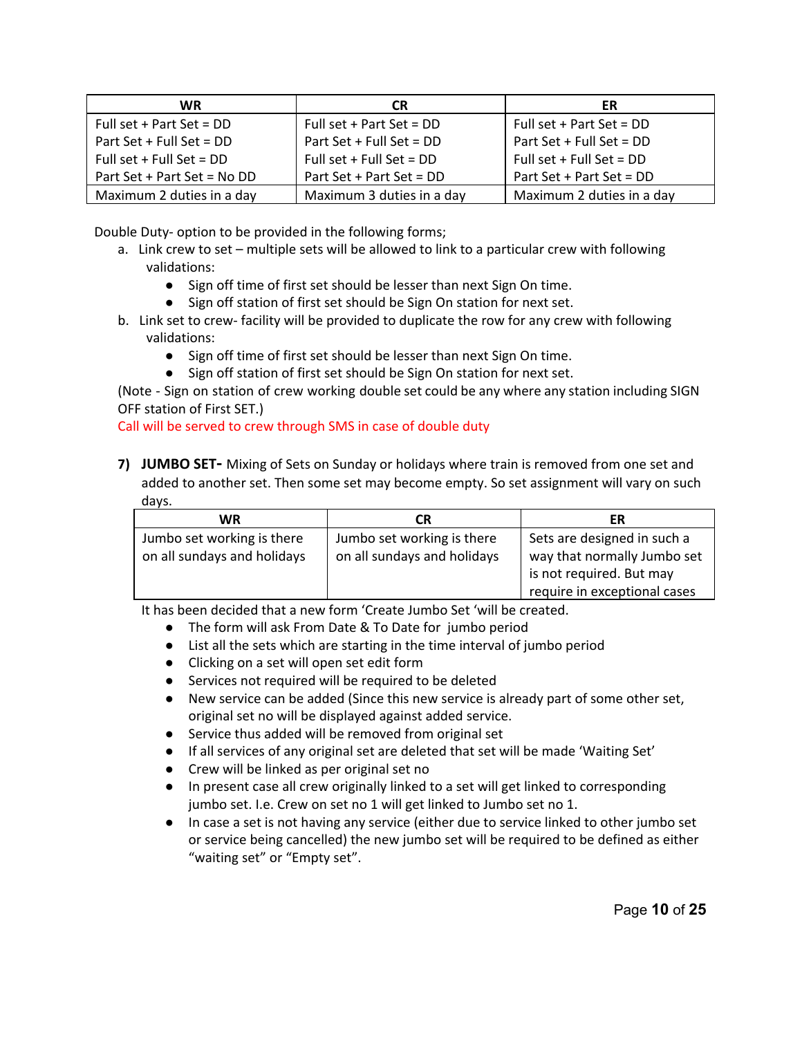| WR | CR | ER |
|---|---|---|
| Full set + Part Set = DD<br>Part Set + Full Set = DD<br>Full set + Full Set = DD<br>Part Set + Part Set = No DD | Full set + Part Set = DD<br>Part Set + Full Set = DD<br>Full set + Full Set = DD<br>Part Set + Part Set = DD | Full set + Part Set = DD<br>Part Set + Full Set = DD<br>Full set + Full Set = DD<br>Part Set + Part Set = DD |
| Maximum 2 duties in a day | Maximum 3 duties in a day | Maximum 2 duties in a day |

Double Duty- option to be provided in the following forms;

a. Link crew to set – multiple sets will be allowed to link to a particular crew with following validations:
    - Sign off time of first set should be lesser than next Sign On time.
    - Sign off station of first set should be Sign On station for next set.
b. Link set to crew- facility will be provided to duplicate the row for any crew with following validations:
    - Sign off time of first set should be lesser than next Sign On time.
    - Sign off station of first set should be Sign On station for next set.

(Note - Sign on station of crew working double set could be any where any station including SIGN OFF station of First SET.)

Call will be served to crew through SMS in case of double duty

7) **JUMBO SET-** Mixing of Sets on Sunday or holidays where train is removed from one set and added to another set. Then some set may become empty. So set assignment will vary on such days.

| WR | CR | ER |
|---|---|---|
| Jumbo set working is there on all sundays and holidays | Jumbo set working is there on all sundays and holidays | Sets are designed in such a way that normally Jumbo set is not required. But may require in exceptional cases |

It has been decided that a new form 'Create Jumbo Set 'will be created.

- The form will ask From Date & To Date for jumbo period
- List all the sets which are starting in the time interval of jumbo period
- Clicking on a set will open set edit form
- Services not required will be required to be deleted
- New service can be added (Since this new service is already part of some other set, original set no will be displayed against added service.
- Service thus added will be removed from original set
- If all services of any original set are deleted that set will be made 'Waiting Set'
- Crew will be linked as per original set no
- In present case all crew originally linked to a set will get linked to corresponding jumbo set. I.e. Crew on set no 1 will get linked to Jumbo set no 1.
- In case a set is not having any service (either due to service linked to other jumbo set or service being cancelled) the new jumbo set will be required to be defined as either "waiting set" or "Empty set".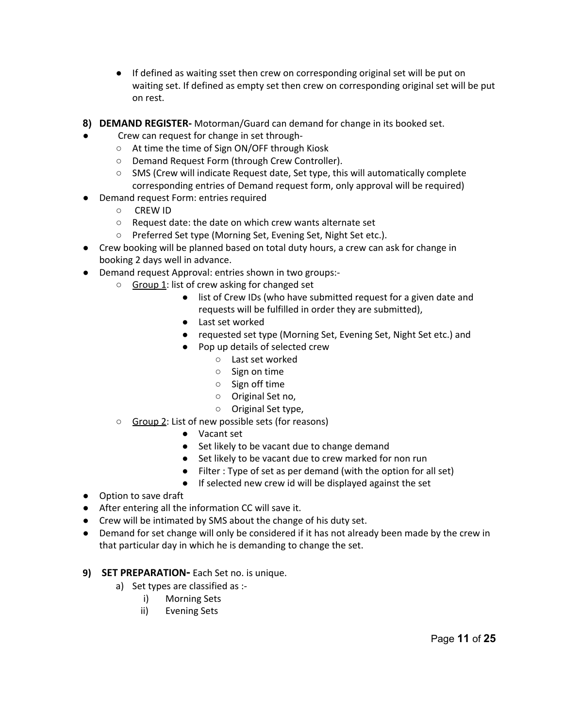- If defined as waiting sset then crew on corresponding original set will be put on waiting set. If defined as empty set then crew on corresponding original set will be put on rest.

**8) DEMAND REGISTER-** Motorman/Guard can demand for change in its booked set.

- Crew can request for change in set through-
  - At time the time of Sign ON/OFF through Kiosk
  - Demand Request Form (through Crew Controller).
  - SMS (Crew will indicate Request date, Set type, this will automatically complete corresponding entries of Demand request form, only approval will be required)
- Demand request Form: entries required
  - CREW ID
  - Request date: the date on which crew wants alternate set
  - Preferred Set type (Morning Set, Evening Set, Night Set etc.).
- Crew booking will be planned based on total duty hours, a crew can ask for change in booking 2 days well in advance.
- Demand request Approval: entries shown in two groups:-
  - <u>Group 1</u>: list of crew asking for changed set
    - list of Crew IDs (who have submitted request for a given date and requests will be fulfilled in order they are submitted),
    - Last set worked
    - requested set type (Morning Set, Evening Set, Night Set etc.) and
    - Pop up details of selected crew
      - Last set worked
      - Sign on time
      - Sign off time
      - Original Set no,
      - Original Set type,
  - <u>Group 2</u>: List of new possible sets (for reasons)
    - Vacant set
    - Set likely to be vacant due to change demand
    - Set likely to be vacant due to crew marked for non run
    - Filter : Type of set as per demand (with the option for all set)
    - If selected new crew id will be displayed against the set
- Option to save draft
- After entering all the information CC will save it.
- Crew will be intimated by SMS about the change of his duty set.
- Demand for set change will only be considered if it has not already been made by the crew in that particular day in which he is demanding to change the set.

**9) SET PREPARATION-** Each Set no. is unique.

a) Set types are classified as :-
   i) Morning Sets
   ii) Evening Sets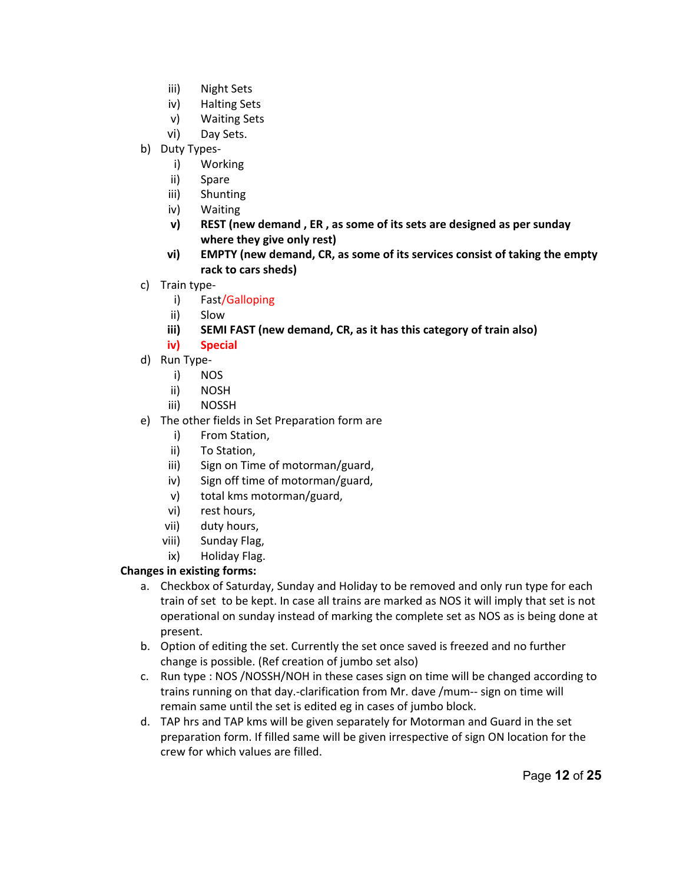- iii) Night Sets
- iv) Halting Sets
- v) Waiting Sets
- vi) Day Sets.

b) Duty Types-

- i) Working
- ii) Spare
- iii) Shunting
- iv) Waiting
- **v) REST (new demand , ER , as some of its sets are designed as per sunday where they give only rest)**
- **vi) EMPTY (new demand, CR, as some of its services consist of taking the empty rack to cars sheds)**

c) Train type-

- i) Fast/Galloping
- ii) Slow
- **iii) SEMI FAST (new demand, CR, as it has this category of train also)**
- **iv) Special**

d) Run Type-

- i) NOS
- ii) NOSH
- iii) NOSSH

e) The other fields in Set Preparation form are

- i) From Station,
- ii) To Station,
- iii) Sign on Time of motorman/guard,
- iv) Sign off time of motorman/guard,
- v) total kms motorman/guard,
- vi) rest hours,
- vii) duty hours,
- viii) Sunday Flag,
- ix) Holiday Flag.

**Changes in existing forms:**

a. Checkbox of Saturday, Sunday and Holiday to be removed and only run type for each train of set to be kept. In case all trains are marked as NOS it will imply that set is not operational on sunday instead of marking the complete set as NOS as is being done at present.

b. Option of editing the set. Currently the set once saved is freezed and no further change is possible. (Ref creation of jumbo set also)

c. Run type : NOS /NOSSH/NOH in these cases sign on time will be changed according to trains running on that day.-clarification from Mr. dave /mum-- sign on time will remain same until the set is edited eg in cases of jumbo block.

d. TAP hrs and TAP kms will be given separately for Motorman and Guard in the set preparation form. If filled same will be given irrespective of sign ON location for the crew for which values are filled.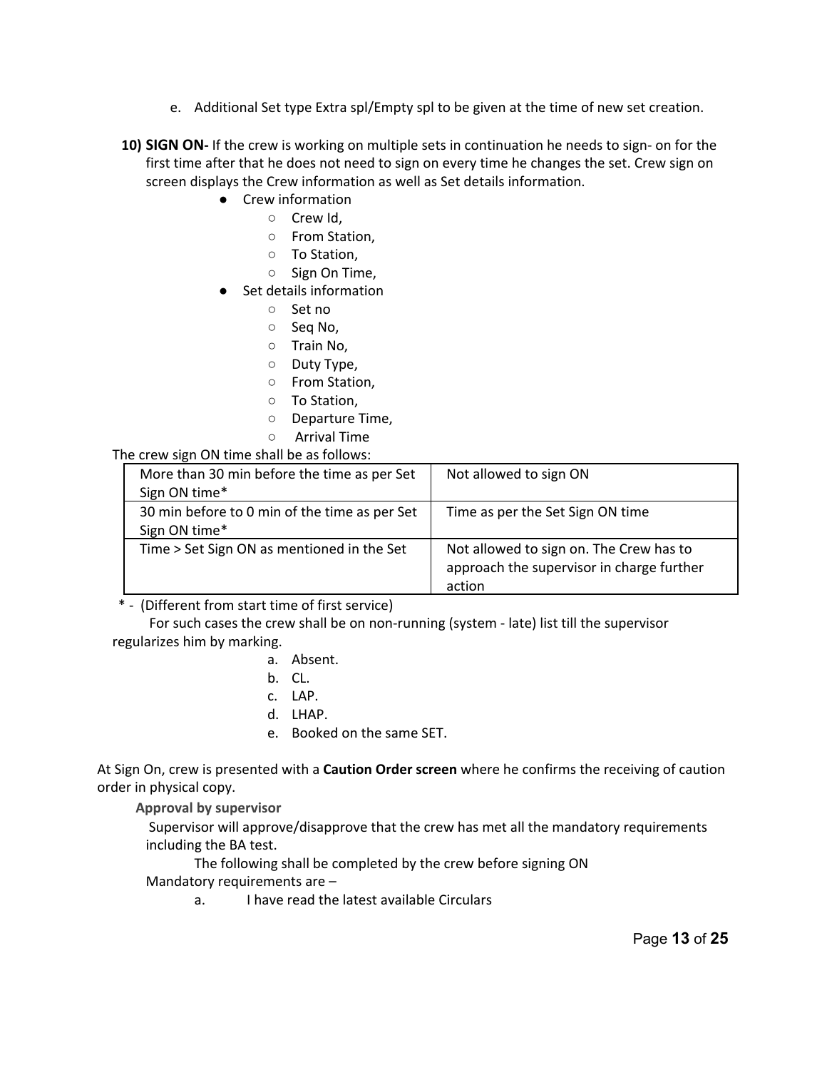e. Additional Set type Extra spl/Empty spl to be given at the time of new set creation.

**10) SIGN ON-** If the crew is working on multiple sets in continuation he needs to sign- on for the first time after that he does not need to sign on every time he changes the set. Crew sign on screen displays the Crew information as well as Set details information.

- Crew information
  - Crew Id,
  - From Station,
  - To Station,
  - Sign On Time,
- Set details information
  - Set no
  - Seq No,
  - Train No,
  - Duty Type,
  - From Station,
  - To Station,
  - Departure Time,
  - Arrival Time

The crew sign ON time shall be as follows:

| More than 30 min before the time as per Set Sign ON time* | Not allowed to sign ON |
|---|---|
| 30 min before to 0 min of the time as per Set Sign ON time* | Time as per the Set Sign ON time |
| Time > Set Sign ON as mentioned in the Set | Not allowed to sign on. The Crew has to approach the supervisor in charge further action |

* - (Different from start time of first service)

For such cases the crew shall be on non-running (system - late) list till the supervisor regularizes him by marking.

a. Absent.
b. CL.
c. LAP.
d. LHAP.
e. Booked on the same SET.

At Sign On, crew is presented with a **Caution Order screen** where he confirms the receiving of caution order in physical copy.

**Approval by supervisor**

Supervisor will approve/disapprove that the crew has met all the mandatory requirements including the BA test.

The following shall be completed by the crew before signing ON

Mandatory requirements are –

a. I have read the latest available Circulars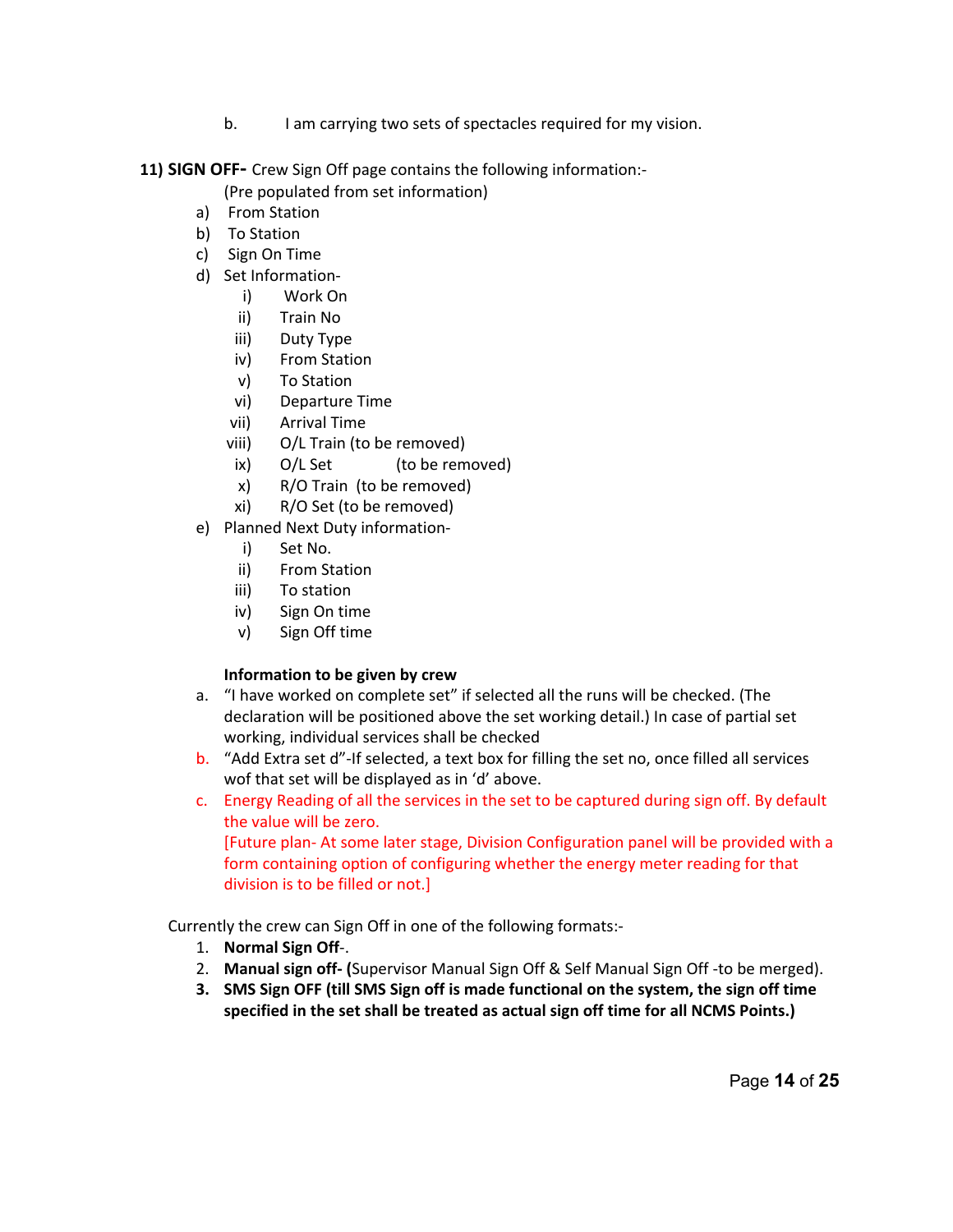b. I am carrying two sets of spectacles required for my vision.

**11) SIGN OFF-** Crew Sign Off page contains the following information:-

(Pre populated from set information)

a) From Station
b) To Station
c) Sign On Time
d) Set Information-
   i) Work On
   ii) Train No
   iii) Duty Type
   iv) From Station
   v) To Station
   vi) Departure Time
   vii) Arrival Time
   viii) O/L Train (to be removed)
   ix) O/L Set (to be removed)
   x) R/O Train (to be removed)
   xi) R/O Set (to be removed)
e) Planned Next Duty information-
   i) Set No.
   ii) From Station
   iii) To station
   iv) Sign On time
   v) Sign Off time

**Information to be given by crew**

a. "I have worked on complete set" if selected all the runs will be checked. (The declaration will be positioned above the set working detail.) In case of partial set working, individual services shall be checked
b. "Add Extra set d"-If selected, a text box for filling the set no, once filled all services wof that set will be displayed as in 'd' above.
c. Energy Reading of all the services in the set to be captured during sign off. By default the value will be zero.
   [Future plan- At some later stage, Division Configuration panel will be provided with a form containing option of configuring whether the energy meter reading for that division is to be filled or not.]

Currently the crew can Sign Off in one of the following formats:-

1. **Normal Sign Off**-.
2. **Manual sign off- (**Supervisor Manual Sign Off & Self Manual Sign Off -to be merged).
3. **SMS Sign OFF (till SMS Sign off is made functional on the system, the sign off time specified in the set shall be treated as actual sign off time for all NCMS Points.)**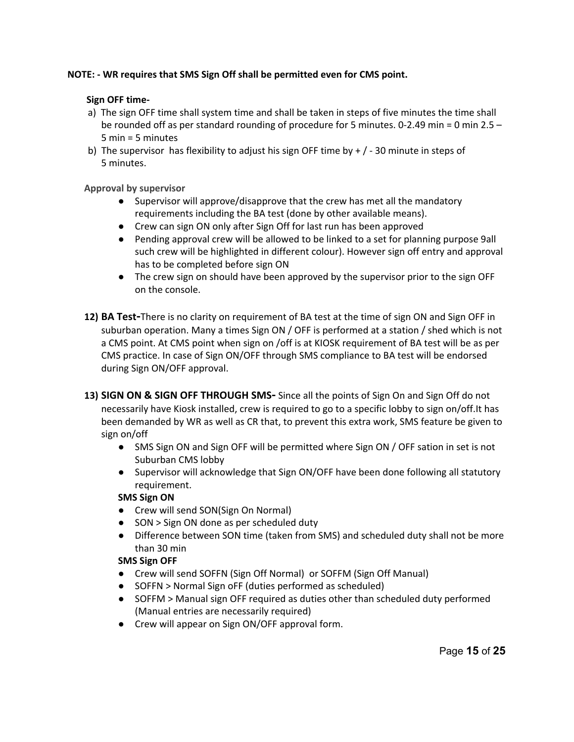**NOTE: - WR requires that SMS Sign Off shall be permitted even for CMS point.**

**Sign OFF time-**

a) The sign OFF time shall system time and shall be taken in steps of five minutes the time shall be rounded off as per standard rounding of procedure for 5 minutes. 0-2.49 min = 0 min 2.5 – 5 min = 5 minutes
b) The supervisor has flexibility to adjust his sign OFF time by + / - 30 minute in steps of 5 minutes.

**Approval by supervisor**

- Supervisor will approve/disapprove that the crew has met all the mandatory requirements including the BA test (done by other available means).
- Crew can sign ON only after Sign Off for last run has been approved
- Pending approval crew will be allowed to be linked to a set for planning purpose 9all such crew will be highlighted in different colour). However sign off entry and approval has to be completed before sign ON
- The crew sign on should have been approved by the supervisor prior to the sign OFF on the console.

12) **BA Test-**There is no clarity on requirement of BA test at the time of sign ON and Sign OFF in suburban operation. Many a times Sign ON / OFF is performed at a station / shed which is not a CMS point. At CMS point when sign on /off is at KIOSK requirement of BA test will be as per CMS practice. In case of Sign ON/OFF through SMS compliance to BA test will be endorsed during Sign ON/OFF approval.

13) **SIGN ON & SIGN OFF THROUGH SMS-** Since all the points of Sign On and Sign Off do not necessarily have Kiosk installed, crew is required to go to a specific lobby to sign on/off.It has been demanded by WR as well as CR that, to prevent this extra work, SMS feature be given to sign on/off

- SMS Sign ON and Sign OFF will be permitted where Sign ON / OFF sation in set is not Suburban CMS lobby
- Supervisor will acknowledge that Sign ON/OFF have been done following all statutory requirement.

**SMS Sign ON**

- Crew will send SON(Sign On Normal)
- SON > Sign ON done as per scheduled duty
- Difference between SON time (taken from SMS) and scheduled duty shall not be more than 30 min

**SMS Sign OFF**

- Crew will send SOFFN (Sign Off Normal) or SOFFM (Sign Off Manual)
- SOFFN > Normal Sign oFF (duties performed as scheduled)
- SOFFM > Manual sign OFF required as duties other than scheduled duty performed (Manual entries are necessarily required)
- Crew will appear on Sign ON/OFF approval form.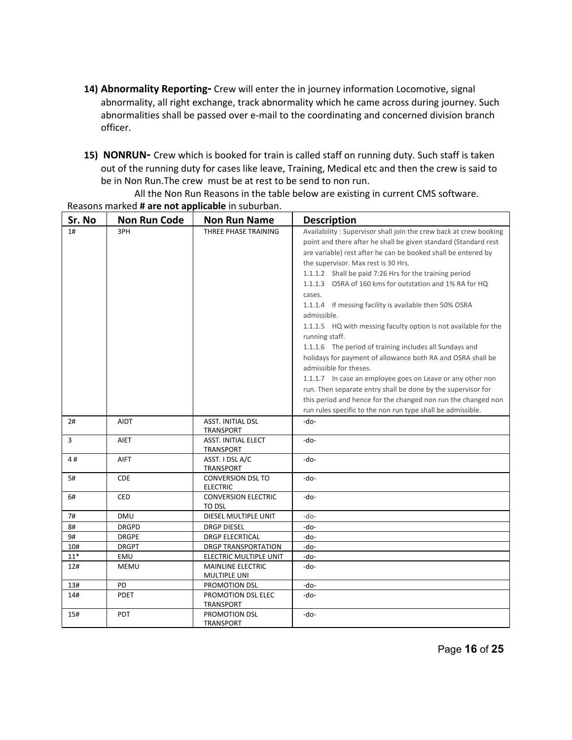14) **Abnormality Reporting-** Crew will enter the in journey information Locomotive, signal abnormality, all right exchange, track abnormality which he came across during journey. Such abnormalities shall be passed over e-mail to the coordinating and concerned division branch officer.

15) **NONRUN-** Crew which is booked for train is called staff on running duty. Such staff is taken out of the running duty for cases like leave, Training, Medical etc and then the crew is said to be in Non Run.The crew must be at rest to be send to non run.

All the Non Run Reasons in the table below are existing in current CMS software. Reasons marked **# are not applicable** in suburban.

| Sr. No | Non Run Code | Non Run Name | Description |
|---|---|---|---|
| 1# | 3PH | THREE PHASE TRAINING | Availability : Supervisor shall join the crew back at crew booking point and there after he shall be given standard (Standard rest are variable) rest after he can be booked shall be entered by the supervisor. Max rest is 30 Hrs.<br>1.1.1.2 Shall be paid 7:26 Hrs for the training period<br>1.1.1.3 OSRA of 160 kms for outstation and 1% RA for HQ cases.<br>1.1.1.4 If messing facility is available then 50% OSRA admissible.<br>1.1.1.5 HQ with messing faculty option is not available for the running staff.<br>1.1.1.6 The period of training includes all Sundays and holidays for payment of allowance both RA and OSRA shall be admissible for theses.<br>1.1.1.7 In case an employee goes on Leave or any other non run. Then separate entry shall be done by the supervisor for this period and hence for the changed non run the changed non run rules specific to the non run type shall be admissible. |
| 2# | AIDT | ASST. INITIAL DSL TRANSPORT | -do- |
| 3 | AIET | ASST. INITIAL ELECT TRANSPORT | -do- |
| 4 # | AIFT | ASST. I DSL A/C TRANSPORT | -do- |
| 5# | CDE | CONVERSION DSL TO ELECTRIC | -do- |
| 6# | CED | CONVERSION ELECTRIC TO DSL | -do- |
| 7# | DMU | DIESEL MULTIPLE UNIT | -do- |
| 8# | DRGPD | DRGP DIESEL | -do- |
| 9# | DRGPE | DRGP ELECRTICAL | -do- |
| 10# | DRGPT | DRGP TRANSPORTATION | -do- |
| 11* | EMU | ELECTRIC MULTIPLE UNIT | -do- |
| 12# | MEMU | MAINLINE ELECTRIC MULTIPLE UNI | -do- |
| 13# | PD | PROMOTION DSL | -do- |
| 14# | PDET | PROMOTION DSL ELEC TRANSPORT | -do- |
| 15# | PDT | PROMOTION DSL TRANSPORT | -do- |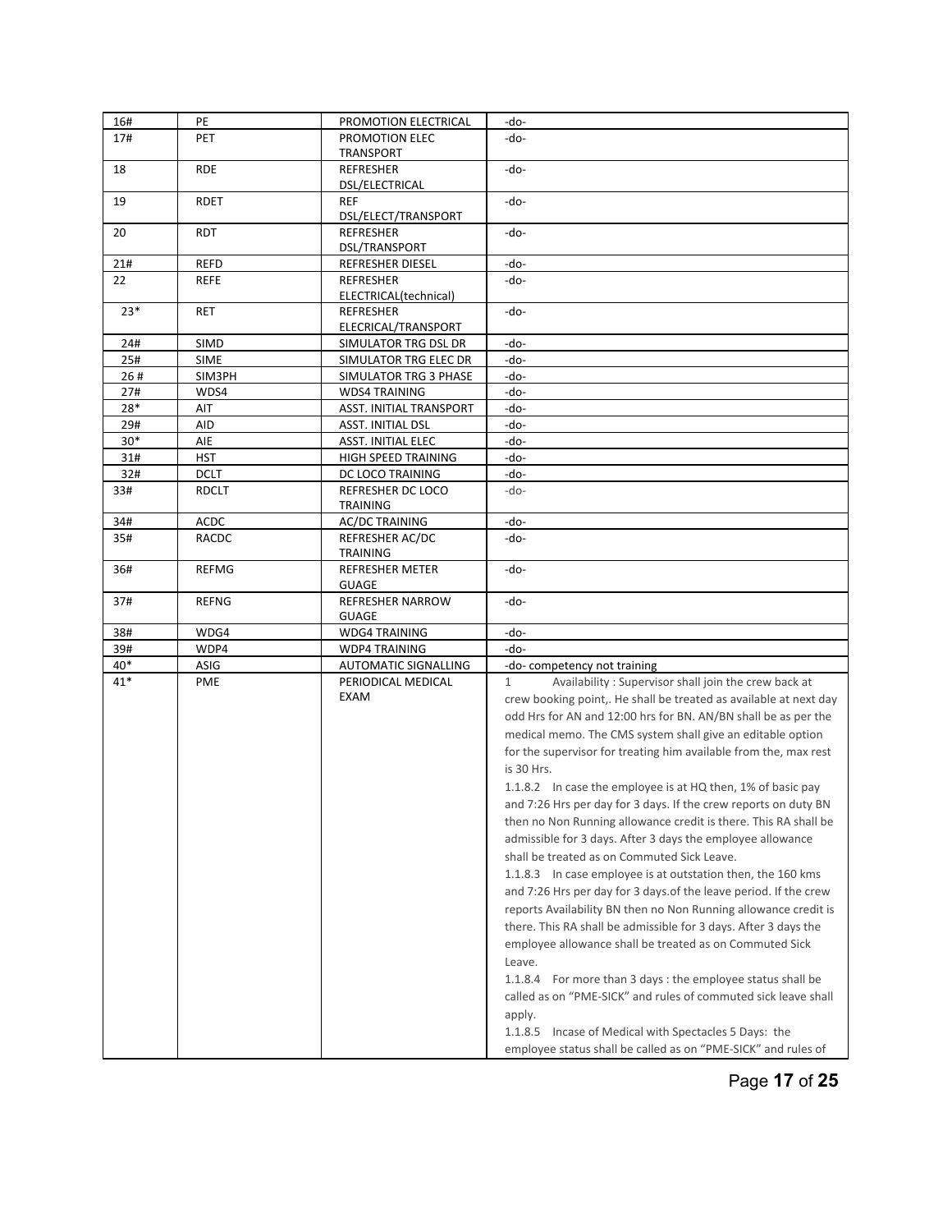| 16# | PE | PROMOTION ELECTRICAL | -do- |
|---|---|---|---|
| 17# | PET | PROMOTION ELEC TRANSPORT | -do- |
| 18 | RDE | REFRESHER DSL/ELECTRICAL | -do- |
| 19 | RDET | REF DSL/ELECT/TRANSPORT | -do- |
| 20 | RDT | REFRESHER DSL/TRANSPORT | -do- |
| 21# | REFD | REFRESHER DIESEL | -do- |
| 22 | REFE | REFRESHER ELECTRICAL(technical) | -do- |
| 23* | RET | REFRESHER ELECRICAL/TRANSPORT | -do- |
| 24# | SIMD | SIMULATOR TRG DSL DR | -do- |
| 25# | SIME | SIMULATOR TRG ELEC DR | -do- |
| 26 # | SIM3PH | SIMULATOR TRG 3 PHASE | -do- |
| 27# | WDS4 | WDS4 TRAINING | -do- |
| 28* | AIT | ASST. INITIAL TRANSPORT | -do- |
| 29# | AID | ASST. INITIAL DSL | -do- |
| 30* | AIE | ASST. INITIAL ELEC | -do- |
| 31# | HST | HIGH SPEED TRAINING | -do- |
| 32# | DCLT | DC LOCO TRAINING | -do- |
| 33# | RDCLT | REFRESHER DC LOCO TRAINING | -do- |
| 34# | ACDC | AC/DC TRAINING | -do- |
| 35# | RACDC | REFRESHER AC/DC TRAINING | -do- |
| 36# | REFMG | REFRESHER METER GUAGE | -do- |
| 37# | REFNG | REFRESHER NARROW GUAGE | -do- |
| 38# | WDG4 | WDG4 TRAINING | -do- |
| 39# | WDP4 | WDP4 TRAINING | -do- |
| 40* | ASIG | AUTOMATIC SIGNALLING | -do- competency not training |
| 41* | PME | PERIODICAL MEDICAL EXAM | 1 Availability : Supervisor shall join the crew back at crew booking point,. He shall be treated as available at next day odd Hrs for AN and 12:00 hrs for BN. AN/BN shall be as per the medical memo. The CMS system shall give an editable option for the supervisor for treating him available from the, max rest is 30 Hrs.<br>1.1.8.2 In case the employee is at HQ then, 1% of basic pay and 7:26 Hrs per day for 3 days. If the crew reports on duty BN then no Non Running allowance credit is there. This RA shall be admissible for 3 days. After 3 days the employee allowance shall be treated as on Commuted Sick Leave.<br>1.1.8.3 In case employee is at outstation then, the 160 kms and 7:26 Hrs per day for 3 days.of the leave period. If the crew reports Availability BN then no Non Running allowance credit is there. This RA shall be admissible for 3 days. After 3 days the employee allowance shall be treated as on Commuted Sick Leave.<br>1.1.8.4 For more than 3 days : the employee status shall be called as on "PME-SICK" and rules of commuted sick leave shall apply.<br>1.1.8.5 Incase of Medical with Spectacles 5 Days: the employee status shall be called as on "PME-SICK" and rules of |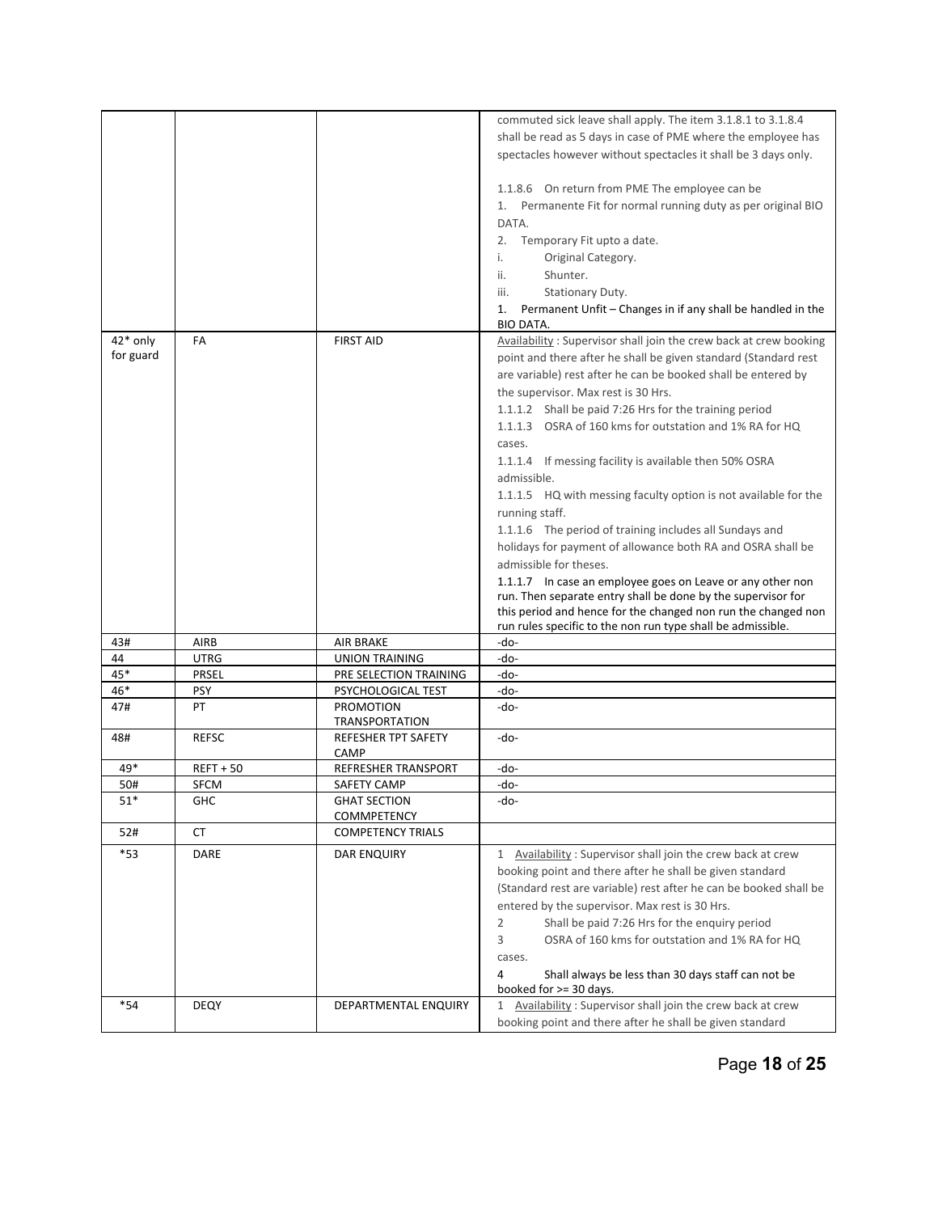| | | | |
|---|---|---|---|
| | | | commuted sick leave shall apply. The item 3.1.8.1 to 3.1.8.4 shall be read as 5 days in case of PME where the employee has spectacles however without spectacles it shall be 3 days only.<br><br>1.1.8.6 On return from PME The employee can be<br>1. Permanente Fit for normal running duty as per original BIO DATA.<br>2. Temporary Fit upto a date.<br>i. Original Category.<br>ii. Shunter.<br>iii. Stationary Duty.<br>1. Permanent Unfit – Changes in if any shall be handled in the BIO DATA. |
| 42* only for guard | FA | FIRST AID | Availability : Supervisor shall join the crew back at crew booking point and there after he shall be given standard (Standard rest are variable) rest after he can be booked shall be entered by the supervisor. Max rest is 30 Hrs.<br>1.1.1.2 Shall be paid 7:26 Hrs for the training period<br>1.1.1.3 OSRA of 160 kms for outstation and 1% RA for HQ cases.<br>1.1.1.4 If messing facility is available then 50% OSRA admissible.<br>1.1.1.5 HQ with messing faculty option is not available for the running staff.<br>1.1.1.6 The period of training includes all Sundays and holidays for payment of allowance both RA and OSRA shall be admissible for theses.<br>1.1.1.7 In case an employee goes on Leave or any other non run. Then separate entry shall be done by the supervisor for this period and hence for the changed non run the changed non run rules specific to the non run type shall be admissible. |
| 43# | AIRB | AIR BRAKE | -do- |
| 44 | UTRG | UNION TRAINING | -do- |
| 45* | PRSEL | PRE SELECTION TRAINING | -do- |
| 46* | PSY | PSYCHOLOGICAL TEST | -do- |
| 47# | PT | PROMOTION TRANSPORTATION | -do- |
| 48# | REFSC | REFESHER TPT SAFETY CAMP | -do- |
| 49* | REFT + 50 | REFRESHER TRANSPORT | -do- |
| 50# | SFCM | SAFETY CAMP | -do- |
| 51* | GHC | GHAT SECTION COMMPETENCY | -do- |
| 52# | CT | COMPETENCY TRIALS | |
| *53 | DARE | DAR ENQUIRY | 1 Availability : Supervisor shall join the crew back at crew booking point and there after he shall be given standard (Standard rest are variable) rest after he can be booked shall be entered by the supervisor. Max rest is 30 Hrs.<br>2 Shall be paid 7:26 Hrs for the enquiry period<br>3 OSRA of 160 kms for outstation and 1% RA for HQ cases.<br>4 Shall always be less than 30 days staff can not be booked for >= 30 days. |
| *54 | DEQY | DEPARTMENTAL ENQUIRY | 1 Availability : Supervisor shall join the crew back at crew booking point and there after he shall be given standard |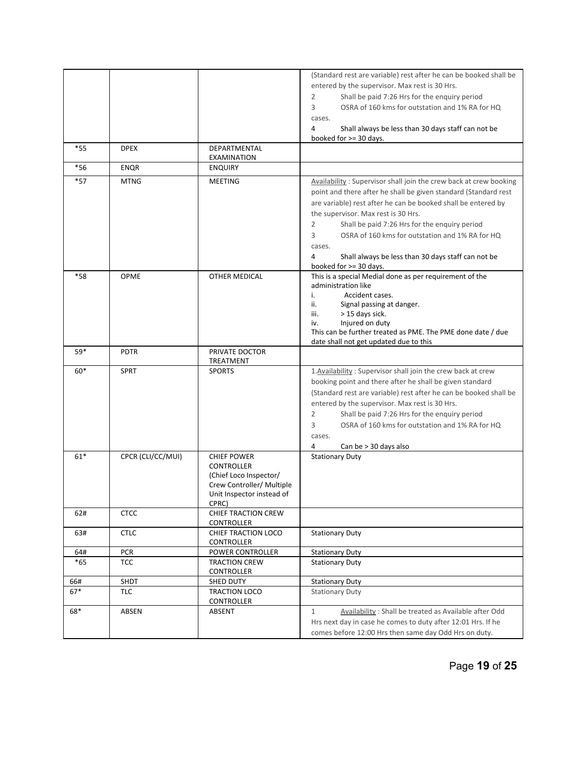| | | | |
|---|---|---|---|
| | | | (Standard rest are variable) rest after he can be booked shall be entered by the supervisor. Max rest is 30 Hrs.<br>2 Shall be paid 7:26 Hrs for the enquiry period<br>3 OSRA of 160 kms for outstation and 1% RA for HQ cases.<br>4 Shall always be less than 30 days staff can not be booked for >= 30 days. |
| *55 | DPEX | DEPARTMENTAL EXAMINATION | |
| *56 | ENQR | ENQUIRY | |
| *57 | MTNG | MEETING | Availability : Supervisor shall join the crew back at crew booking point and there after he shall be given standard (Standard rest are variable) rest after he can be booked shall be entered by the supervisor. Max rest is 30 Hrs.<br>2 Shall be paid 7:26 Hrs for the enquiry period<br>3 OSRA of 160 kms for outstation and 1% RA for HQ cases.<br>4 Shall always be less than 30 days staff can not be booked for >= 30 days. |
| *58 | OPME | OTHER MEDICAL | This is a special Medial done as per requirement of the administration like<br>i. Accident cases.<br>ii. Signal passing at danger.<br>iii. > 15 days sick.<br>iv. Injured on duty<br>This can be further treated as PME. The PME done date / due date shall not get updated due to this |
| 59* | PDTR | PRIVATE DOCTOR TREATMENT | |
| 60* | SPRT | SPORTS | 1.Availability : Supervisor shall join the crew back at crew booking point and there after he shall be given standard (Standard rest are variable) rest after he can be booked shall be entered by the supervisor. Max rest is 30 Hrs.<br>2 Shall be paid 7:26 Hrs for the enquiry period<br>3 OSRA of 160 kms for outstation and 1% RA for HQ cases.<br>4 Can be > 30 days also |
| 61* | CPCR (CLI/CC/MUI) | CHIEF POWER CONTROLLER (Chief Loco Inspector/ Crew Controller/ Multiple Unit Inspector instead of CPRC) | Stationary Duty |
| 62# | CTCC | CHIEF TRACTION CREW CONTROLLER | |
| 63# | CTLC | CHIEF TRACTION LOCO CONTROLLER | Stationary Duty |
| 64# | PCR | POWER CONTROLLER | Stationary Duty |
| *65 | TCC | TRACTION CREW CONTROLLER | Stationary Duty |
| 66# | SHDT | SHED DUTY | Stationary Duty |
| 67* | TLC | TRACTION LOCO CONTROLLER | Stationary Duty |
| 68* | ABSEN | ABSENT | 1 Availability : Shall be treated as Available after Odd Hrs next day in case he comes to duty after 12:01 Hrs. If he comes before 12:00 Hrs then same day Odd Hrs on duty. |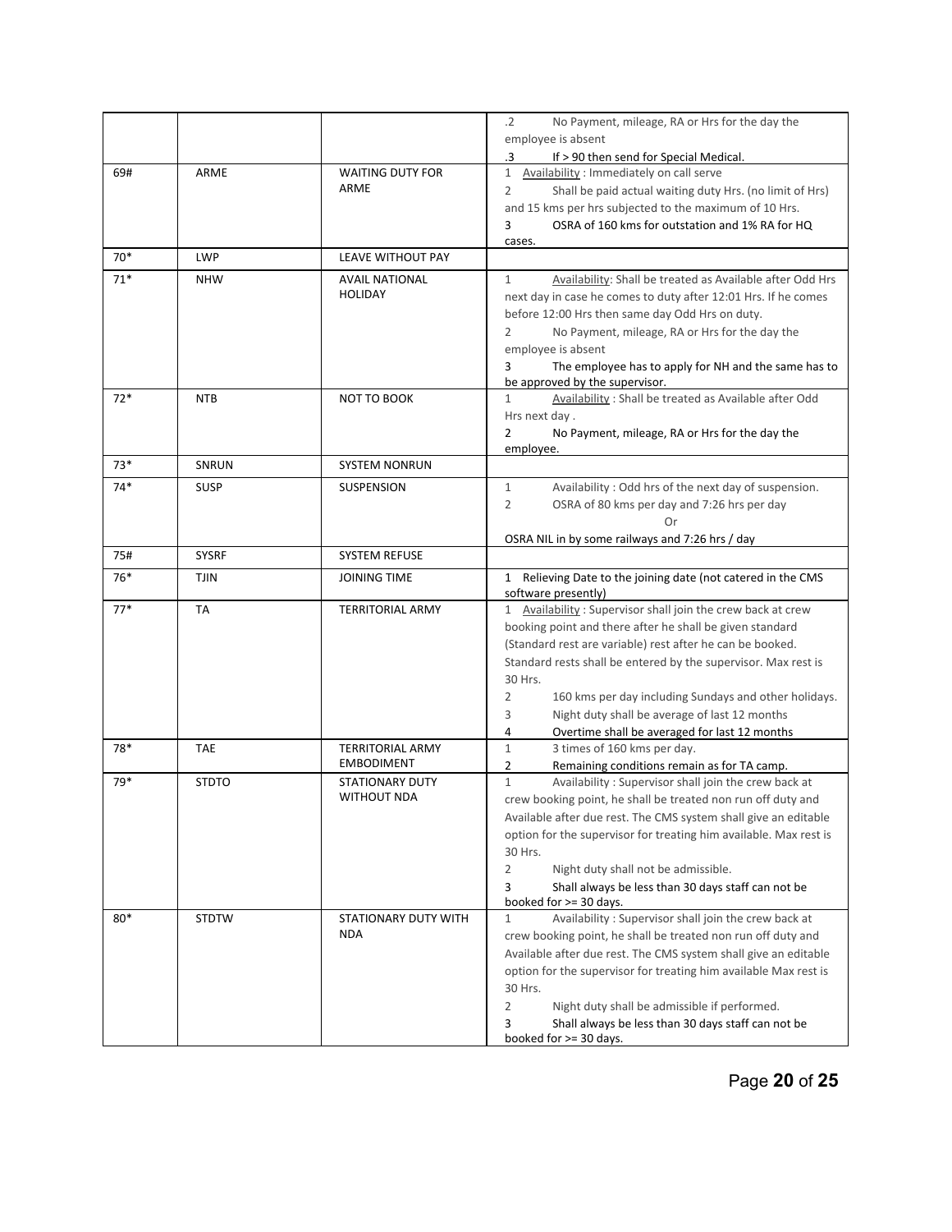| | | | |
|---|---|---|---|
| | | | .2 No Payment, mileage, RA or Hrs for the day the employee is absent<br>.3 If > 90 then send for Special Medical. |
| 69# | ARME | WAITING DUTY FOR ARME | 1 Availability : Immediately on call serve<br>2 Shall be paid actual waiting duty Hrs. (no limit of Hrs) and 15 kms per hrs subjected to the maximum of 10 Hrs.<br>3 OSRA of 160 kms for outstation and 1% RA for HQ cases. |
| 70* | LWP | LEAVE WITHOUT PAY | |
| 71* | NHW | AVAIL NATIONAL HOLIDAY | 1 Availability: Shall be treated as Available after Odd Hrs next day in case he comes to duty after 12:01 Hrs. If he comes before 12:00 Hrs then same day Odd Hrs on duty.<br>2 No Payment, mileage, RA or Hrs for the day the employee is absent<br>3 The employee has to apply for NH and the same has to be approved by the supervisor. |
| 72* | NTB | NOT TO BOOK | 1 Availability : Shall be treated as Available after Odd Hrs next day .<br>2 No Payment, mileage, RA or Hrs for the day the employee. |
| 73* | SNRUN | SYSTEM NONRUN | |
| 74* | SUSP | SUSPENSION | 1 Availability : Odd hrs of the next day of suspension.<br>2 OSRA of 80 kms per day and 7:26 hrs per day<br>Or<br>OSRA NIL in by some railways and 7:26 hrs / day |
| 75# | SYSRF | SYSTEM REFUSE | |
| 76* | TJIN | JOINING TIME | 1 Relieving Date to the joining date (not catered in the CMS software presently) |
| 77* | TA | TERRITORIAL ARMY | 1 Availability : Supervisor shall join the crew back at crew booking point and there after he shall be given standard (Standard rest are variable) rest after he can be booked. Standard rests shall be entered by the supervisor. Max rest is 30 Hrs.<br>2 160 kms per day including Sundays and other holidays.<br>3 Night duty shall be average of last 12 months<br>4 Overtime shall be averaged for last 12 months |
| 78* | TAE | TERRITORIAL ARMY EMBODIMENT | 1 3 times of 160 kms per day.<br>2 Remaining conditions remain as for TA camp. |
| 79* | STDTO | STATIONARY DUTY WITHOUT NDA | 1 Availability : Supervisor shall join the crew back at crew booking point, he shall be treated non run off duty and Available after due rest. The CMS system shall give an editable option for the supervisor for treating him available. Max rest is 30 Hrs.<br>2 Night duty shall not be admissible.<br>3 Shall always be less than 30 days staff can not be booked for >= 30 days. |
| 80* | STDTW | STATIONARY DUTY WITH NDA | 1 Availability : Supervisor shall join the crew back at crew booking point, he shall be treated non run off duty and Available after due rest. The CMS system shall give an editable option for the supervisor for treating him available Max rest is 30 Hrs.<br>2 Night duty shall be admissible if performed.<br>3 Shall always be less than 30 days staff can not be booked for >= 30 days. |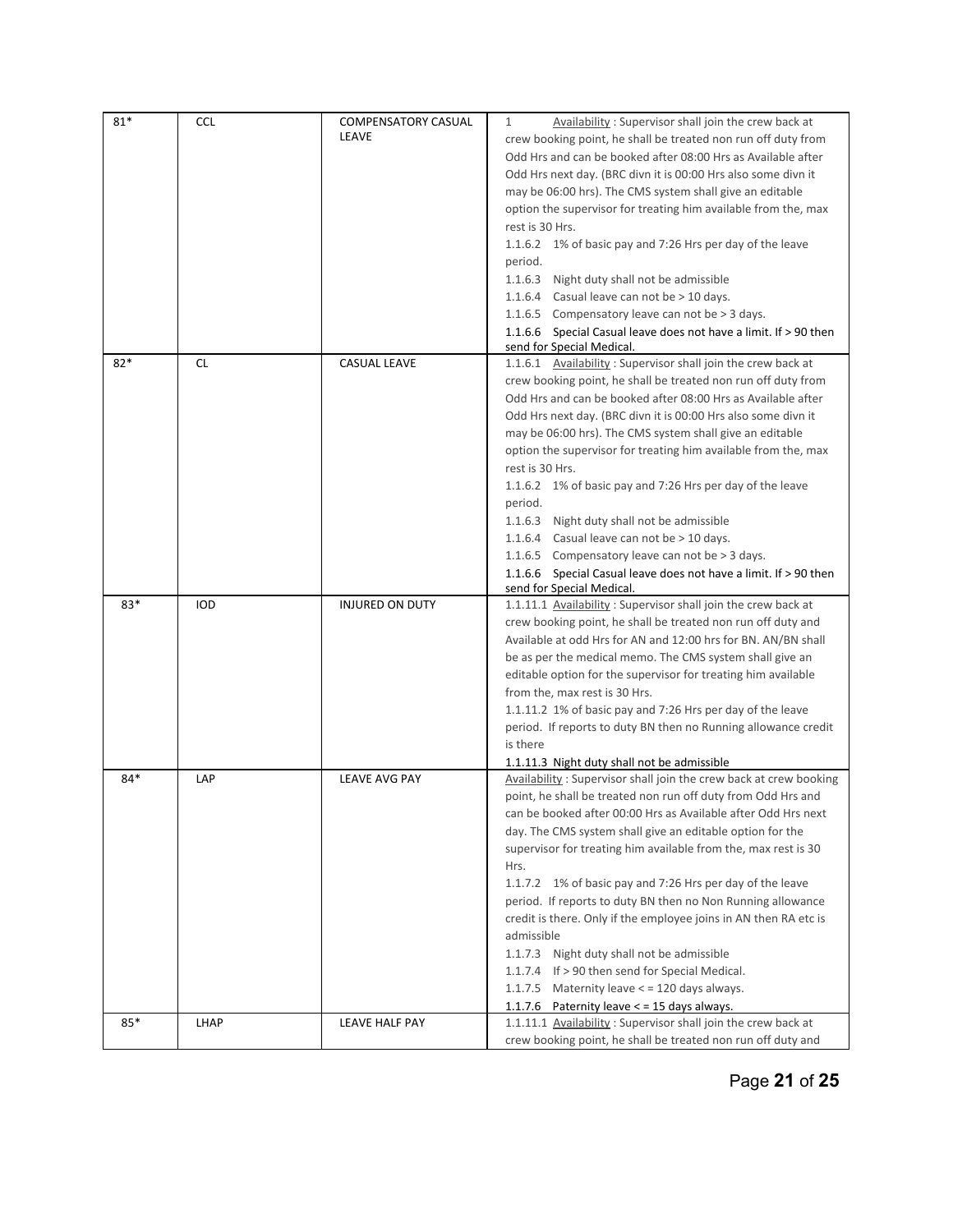| 81* | CCL | COMPENSATORY CASUAL LEAVE | 1 Availability : Supervisor shall join the crew back at crew booking point, he shall be treated non run off duty from Odd Hrs and can be booked after 08:00 Hrs as Available after Odd Hrs next day. (BRC divn it is 00:00 Hrs also some divn it may be 06:00 hrs). The CMS system shall give an editable option the supervisor for treating him available from the, max rest is 30 Hrs.<br>1.1.6.2 1% of basic pay and 7:26 Hrs per day of the leave period.<br>1.1.6.3 Night duty shall not be admissible<br>1.1.6.4 Casual leave can not be > 10 days.<br>1.1.6.5 Compensatory leave can not be > 3 days.<br>1.1.6.6 Special Casual leave does not have a limit. If > 90 then send for Special Medical. |
|---|---|---|---|
| 82* | CL | CASUAL LEAVE | 1.1.6.1 Availability : Supervisor shall join the crew back at crew booking point, he shall be treated non run off duty from Odd Hrs and can be booked after 08:00 Hrs as Available after Odd Hrs next day. (BRC divn it is 00:00 Hrs also some divn it may be 06:00 hrs). The CMS system shall give an editable option the supervisor for treating him available from the, max rest is 30 Hrs.<br>1.1.6.2 1% of basic pay and 7:26 Hrs per day of the leave period.<br>1.1.6.3 Night duty shall not be admissible<br>1.1.6.4 Casual leave can not be > 10 days.<br>1.1.6.5 Compensatory leave can not be > 3 days.<br>1.1.6.6 Special Casual leave does not have a limit. If > 90 then send for Special Medical. |
| 83* | IOD | INJURED ON DUTY | 1.1.11.1 Availability : Supervisor shall join the crew back at crew booking point, he shall be treated non run off duty and Available at odd Hrs for AN and 12:00 hrs for BN. AN/BN shall be as per the medical memo. The CMS system shall give an editable option for the supervisor for treating him available from the, max rest is 30 Hrs.<br>1.1.11.2 1% of basic pay and 7:26 Hrs per day of the leave period. If reports to duty BN then no Running allowance credit is there<br>1.1.11.3 Night duty shall not be admissible |
| 84* | LAP | LEAVE AVG PAY | Availability : Supervisor shall join the crew back at crew booking point, he shall be treated non run off duty from Odd Hrs and can be booked after 00:00 Hrs as Available after Odd Hrs next day. The CMS system shall give an editable option for the supervisor for treating him available from the, max rest is 30 Hrs.<br>1.1.7.2 1% of basic pay and 7:26 Hrs per day of the leave period. If reports to duty BN then no Non Running allowance credit is there. Only if the employee joins in AN then RA etc is admissible<br>1.1.7.3 Night duty shall not be admissible<br>1.1.7.4 If > 90 then send for Special Medical.<br>1.1.7.5 Maternity leave < = 120 days always.<br>1.1.7.6 Paternity leave < = 15 days always. |
| 85* | LHAP | LEAVE HALF PAY | 1.1.11.1 Availability : Supervisor shall join the crew back at crew booking point, he shall be treated non run off duty and |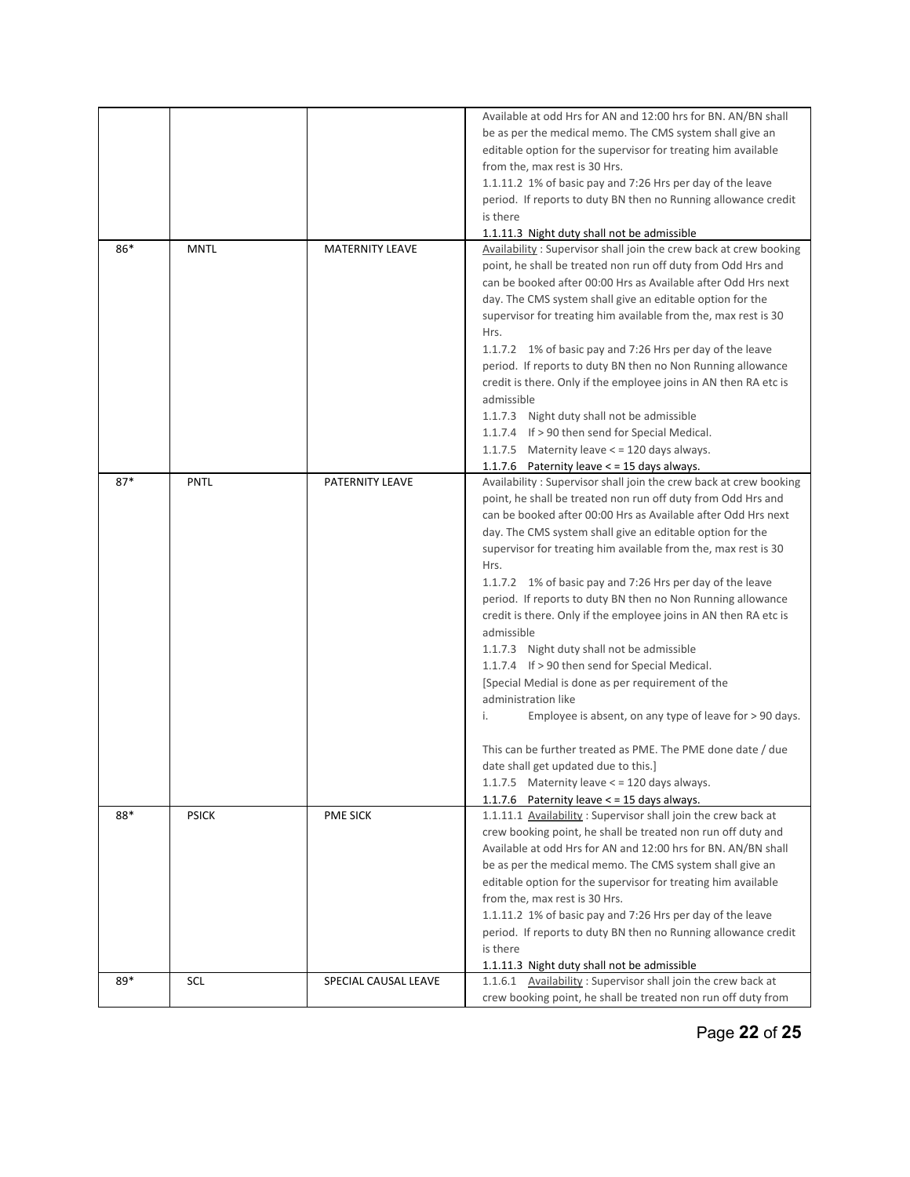| | | | |
|---|---|---|---|
| | | | Available at odd Hrs for AN and 12:00 hrs for BN. AN/BN shall be as per the medical memo. The CMS system shall give an editable option for the supervisor for treating him available from the, max rest is 30 Hrs.<br>1.1.11.2 1% of basic pay and 7:26 Hrs per day of the leave period. If reports to duty BN then no Running allowance credit is there<br>1.1.11.3 Night duty shall not be admissible |
| 86* | MNTL | MATERNITY LEAVE | Availability : Supervisor shall join the crew back at crew booking point, he shall be treated non run off duty from Odd Hrs and can be booked after 00:00 Hrs as Available after Odd Hrs next day. The CMS system shall give an editable option for the supervisor for treating him available from the, max rest is 30 Hrs.<br>1.1.7.2 1% of basic pay and 7:26 Hrs per day of the leave period. If reports to duty BN then no Non Running allowance credit is there. Only if the employee joins in AN then RA etc is admissible<br>1.1.7.3 Night duty shall not be admissible<br>1.1.7.4 If > 90 then send for Special Medical.<br>1.1.7.5 Maternity leave < = 120 days always.<br>1.1.7.6 Paternity leave < = 15 days always. |
| 87* | PNTL | PATERNITY LEAVE | Availability : Supervisor shall join the crew back at crew booking point, he shall be treated non run off duty from Odd Hrs and can be booked after 00:00 Hrs as Available after Odd Hrs next day. The CMS system shall give an editable option for the supervisor for treating him available from the, max rest is 30 Hrs.<br>1.1.7.2 1% of basic pay and 7:26 Hrs per day of the leave period. If reports to duty BN then no Non Running allowance credit is there. Only if the employee joins in AN then RA etc is admissible<br>1.1.7.3 Night duty shall not be admissible<br>1.1.7.4 If > 90 then send for Special Medical.<br>[Special Medial is done as per requirement of the administration like<br>i. Employee is absent, on any type of leave for > 90 days.<br><br>This can be further treated as PME. The PME done date / due date shall get updated due to this.]<br>1.1.7.5 Maternity leave < = 120 days always.<br>1.1.7.6 Paternity leave < = 15 days always. |
| 88* | PSICK | PME SICK | 1.1.11.1 Availability : Supervisor shall join the crew back at crew booking point, he shall be treated non run off duty and Available at odd Hrs for AN and 12:00 hrs for BN. AN/BN shall be as per the medical memo. The CMS system shall give an editable option for the supervisor for treating him available from the, max rest is 30 Hrs.<br>1.1.11.2 1% of basic pay and 7:26 Hrs per day of the leave period. If reports to duty BN then no Running allowance credit is there<br>1.1.11.3 Night duty shall not be admissible |
| 89* | SCL | SPECIAL CAUSAL LEAVE | 1.1.6.1 Availability : Supervisor shall join the crew back at crew booking point, he shall be treated non run off duty from |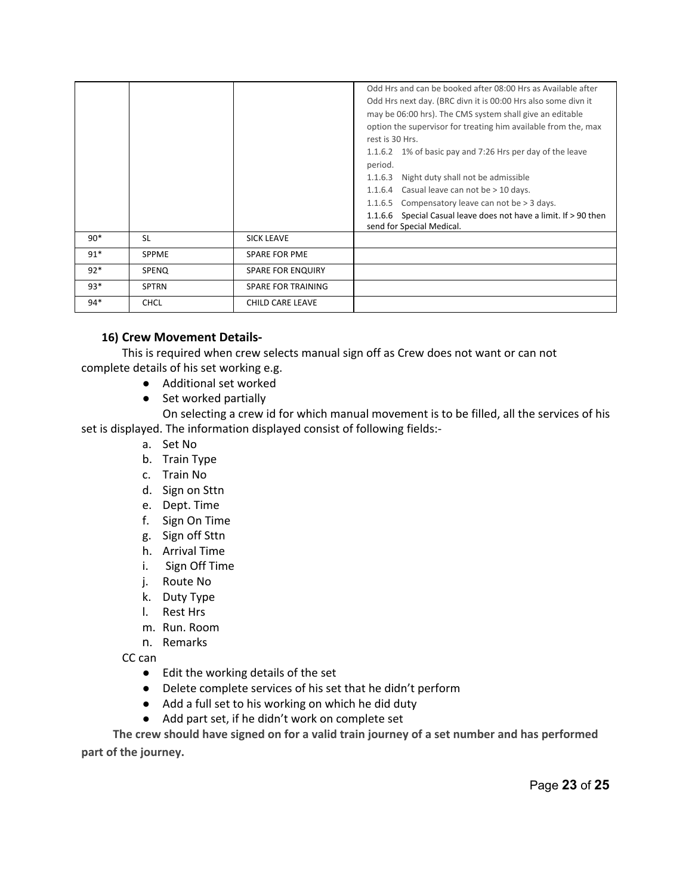| | | | |
|---|---|---|---|
| | | | Odd Hrs and can be booked after 08:00 Hrs as Available after Odd Hrs next day. (BRC divn it is 00:00 Hrs also some divn it may be 06:00 hrs). The CMS system shall give an editable option the supervisor for treating him available from the, max rest is 30 Hrs.<br>1.1.6.2 1% of basic pay and 7:26 Hrs per day of the leave period.<br>1.1.6.3 Night duty shall not be admissible<br>1.1.6.4 Casual leave can not be > 10 days.<br>1.1.6.5 Compensatory leave can not be > 3 days.<br>1.1.6.6 Special Casual leave does not have a limit. If > 90 then send for Special Medical. |
| 90* | SL | SICK LEAVE | |
| 91* | SPPME | SPARE FOR PME | |
| 92* | SPENQ | SPARE FOR ENQUIRY | |
| 93* | SPTRN | SPARE FOR TRAINING | |
| 94* | CHCL | CHILD CARE LEAVE | |

### 16) Crew Movement Details-

This is required when crew selects manual sign off as Crew does not want or can not complete details of his set working e.g.

- Additional set worked
- Set worked partially

On selecting a crew id for which manual movement is to be filled, all the services of his set is displayed. The information displayed consist of following fields:-

a. Set No
b. Train Type
c. Train No
d. Sign on Sttn
e. Dept. Time
f. Sign On Time
g. Sign off Sttn
h. Arrival Time
i. Sign Off Time
j. Route No
k. Duty Type
l. Rest Hrs
m. Run. Room
n. Remarks

CC can

- Edit the working details of the set
- Delete complete services of his set that he didn't perform
- Add a full set to his working on which he did duty
- Add part set, if he didn't work on complete set

**The crew should have signed on for a valid train journey of a set number and has performed part of the journey.**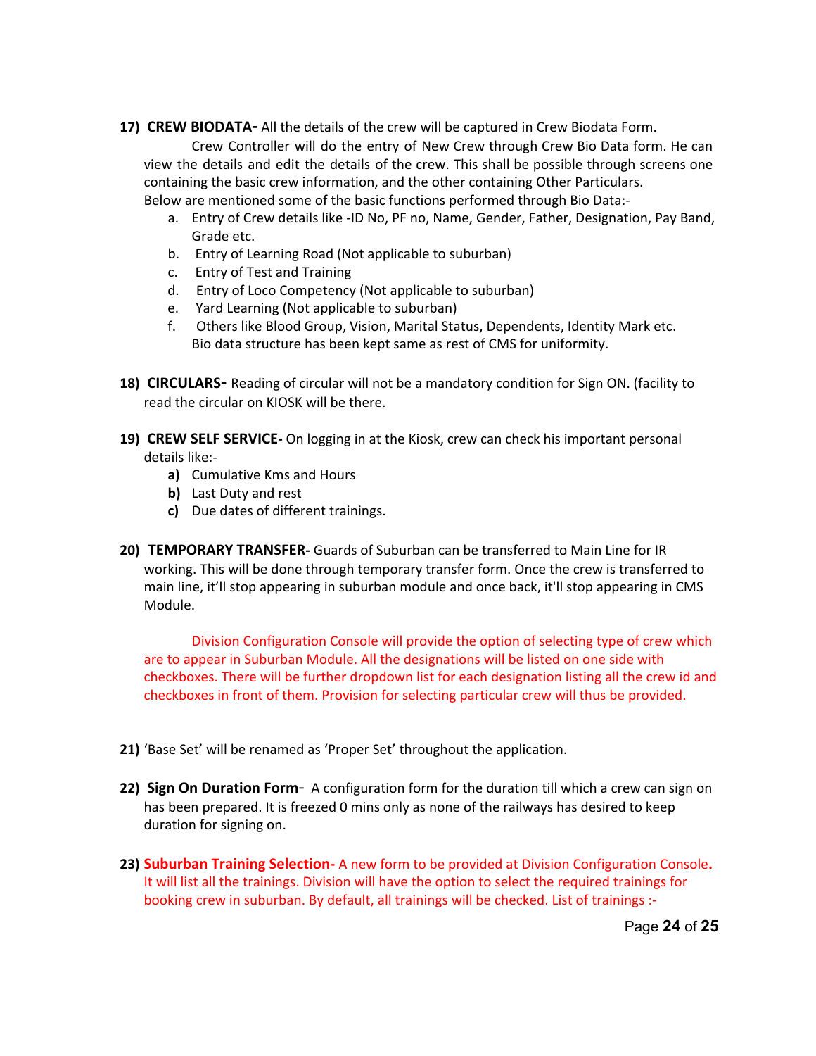17) **CREW BIODATA-** All the details of the crew will be captured in Crew Biodata Form.

Crew Controller will do the entry of New Crew through Crew Bio Data form. He can view the details and edit the details of the crew. This shall be possible through screens one containing the basic crew information, and the other containing Other Particulars.

Below are mentioned some of the basic functions performed through Bio Data:-

a. Entry of Crew details like -ID No, PF no, Name, Gender, Father, Designation, Pay Band, Grade etc.
b. Entry of Learning Road (Not applicable to suburban)
c. Entry of Test and Training
d. Entry of Loco Competency (Not applicable to suburban)
e. Yard Learning (Not applicable to suburban)
f. Others like Blood Group, Vision, Marital Status, Dependents, Identity Mark etc.

Bio data structure has been kept same as rest of CMS for uniformity.

18) **CIRCULARS-** Reading of circular will not be a mandatory condition for Sign ON. (facility to read the circular on KIOSK will be there.

19) **CREW SELF SERVICE-** On logging in at the Kiosk, crew can check his important personal details like:-

**a)** Cumulative Kms and Hours
**b)** Last Duty and rest
**c)** Due dates of different trainings.

20) **TEMPORARY TRANSFER-** Guards of Suburban can be transferred to Main Line for IR working. This will be done through temporary transfer form. Once the crew is transferred to main line, it'll stop appearing in suburban module and once back, it'll stop appearing in CMS Module.

Division Configuration Console will provide the option of selecting type of crew which are to appear in Suburban Module. All the designations will be listed on one side with checkboxes. There will be further dropdown list for each designation listing all the crew id and checkboxes in front of them. Provision for selecting particular crew will thus be provided.

21) 'Base Set' will be renamed as 'Proper Set' throughout the application.

22) **Sign On Duration Form-** A configuration form for the duration till which a crew can sign on has been prepared. It is freezed 0 mins only as none of the railways has desired to keep duration for signing on.

23) **Suburban Training Selection-** A new form to be provided at Division Configuration Console**.** It will list all the trainings. Division will have the option to select the required trainings for booking crew in suburban. By default, all trainings will be checked. List of trainings :-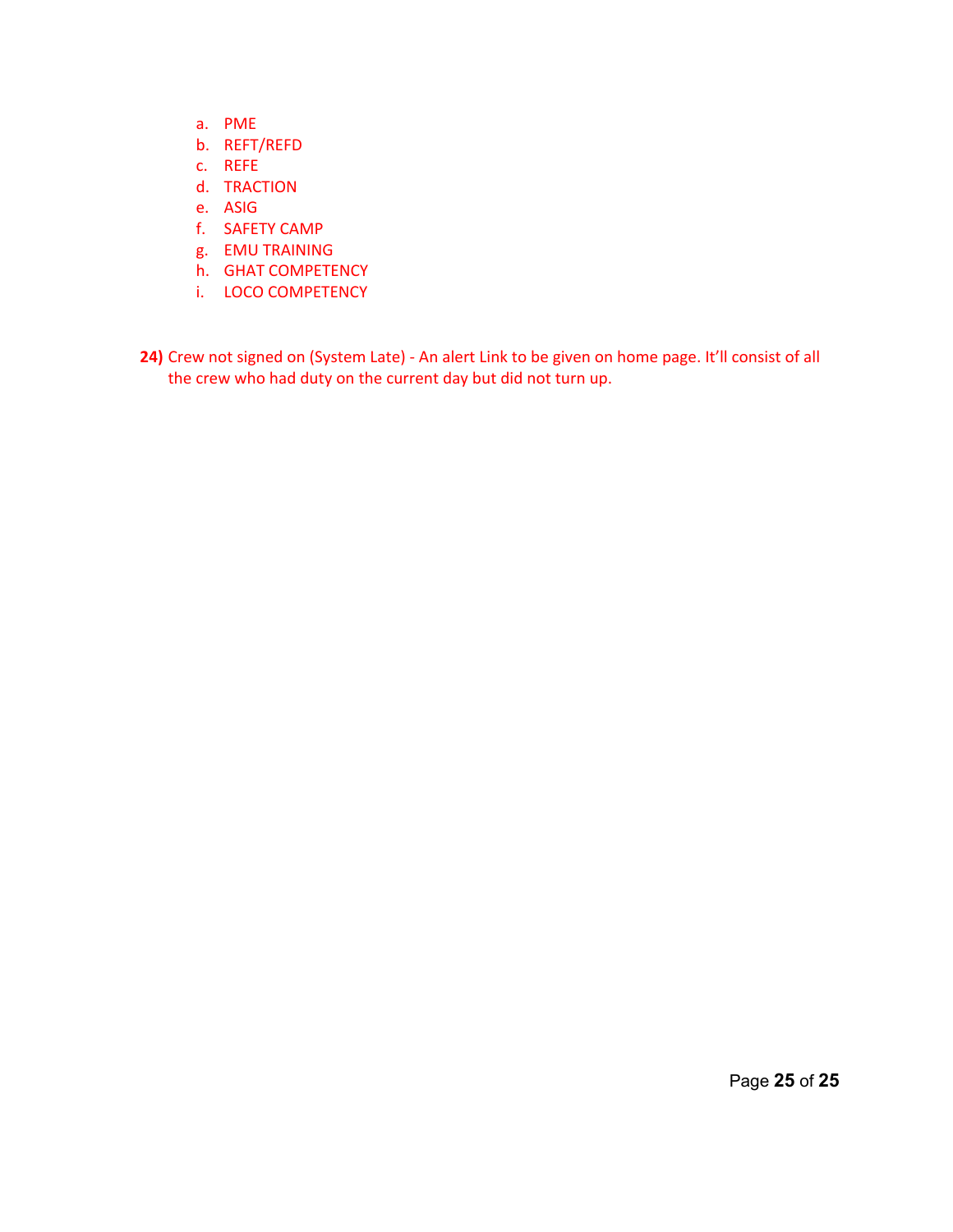a. PME
b. REFT/REFD
c. REFE
d. TRACTION
e. ASIG
f. SAFETY CAMP
g. EMU TRAINING
h. GHAT COMPETENCY
i. LOCO COMPETENCY

**24)** Crew not signed on (System Late) - An alert Link to be given on home page. It'll consist of all the crew who had duty on the current day but did not turn up.